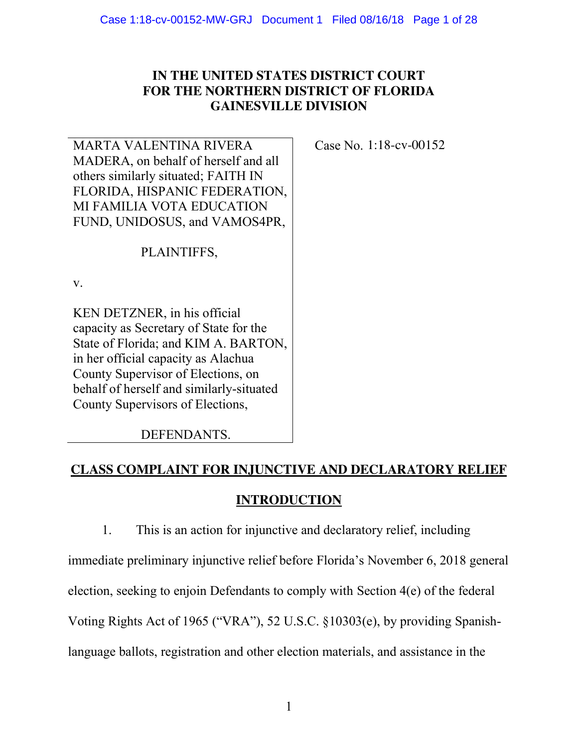**IN THE UNITED STATES DISTRICT COURT**
**FOR THE NORTHERN DISTRICT OF FLORIDA**
**GAINESVILLE DIVISION**

MARTA VALENTINA RIVERA MADERA, on behalf of herself and all others similarly situated; FAITH IN FLORIDA, HISPANIC FEDERATION, MI FAMILIA VOTA EDUCATION FUND, UNIDOSUS, and VAMOS4PR,

PLAINTIFFS,

v.

KEN DETZNER, in his official capacity as Secretary of State for the State of Florida; and KIM A. BARTON, in her official capacity as Alachua County Supervisor of Elections, on behalf of herself and similarly-situated County Supervisors of Elections,

DEFENDANTS.

Case No. 1:18-cv-00152

## CLASS COMPLAINT FOR INJUNCTIVE AND DECLARATORY RELIEF

## INTRODUCTION

1. This is an action for injunctive and declaratory relief, including immediate preliminary injunctive relief before Florida's November 6, 2018 general election, seeking to enjoin Defendants to comply with Section 4(e) of the federal Voting Rights Act of 1965 ("VRA"), 52 U.S.C. §10303(e), by providing Spanish-language ballots, registration and other election materials, and assistance in the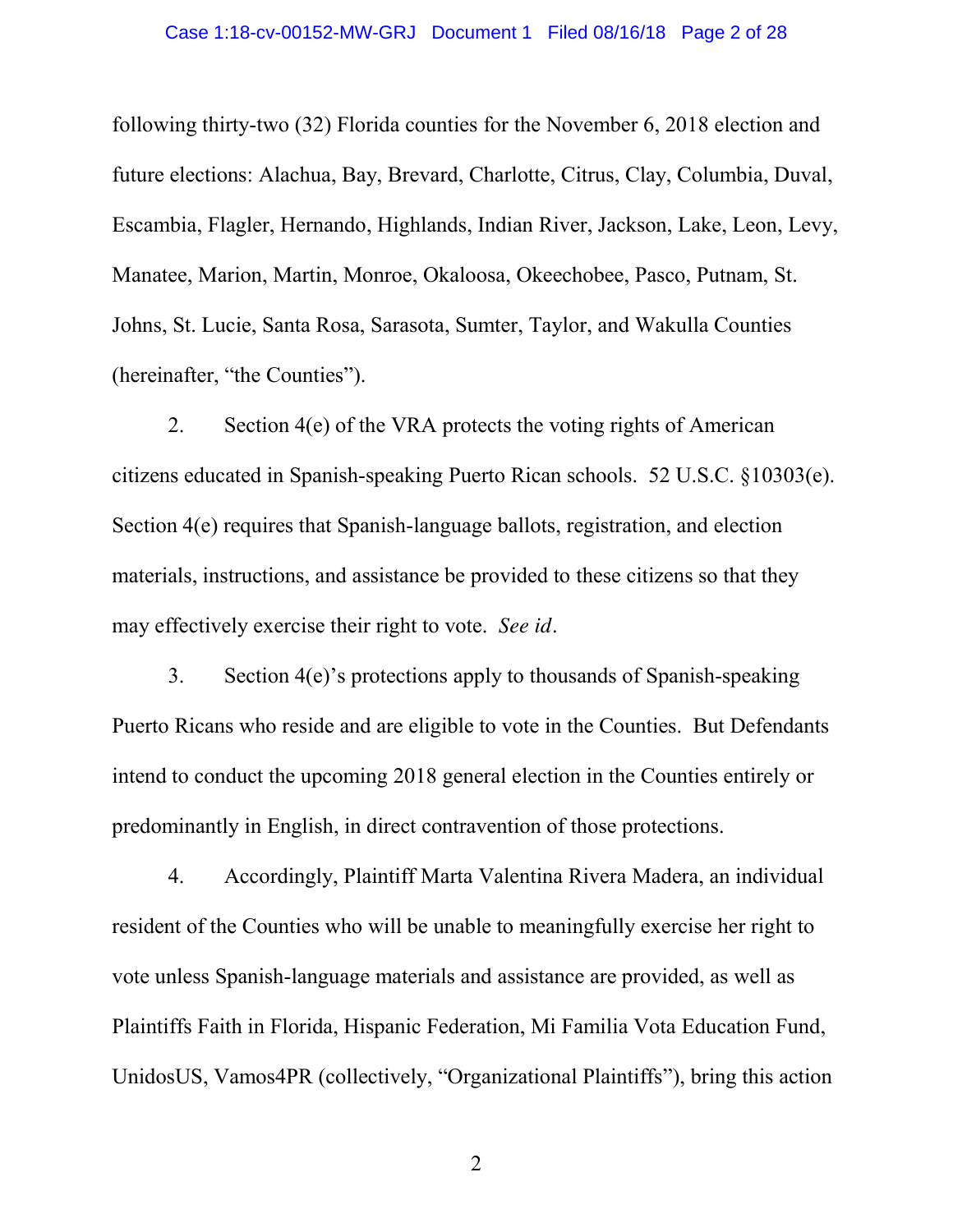following thirty-two (32) Florida counties for the November 6, 2018 election and future elections: Alachua, Bay, Brevard, Charlotte, Citrus, Clay, Columbia, Duval, Escambia, Flagler, Hernando, Highlands, Indian River, Jackson, Lake, Leon, Levy, Manatee, Marion, Martin, Monroe, Okaloosa, Okeechobee, Pasco, Putnam, St. Johns, St. Lucie, Santa Rosa, Sarasota, Sumter, Taylor, and Wakulla Counties (hereinafter, "the Counties").

2. Section 4(e) of the VRA protects the voting rights of American citizens educated in Spanish-speaking Puerto Rican schools. 52 U.S.C. §10303(e). Section 4(e) requires that Spanish-language ballots, registration, and election materials, instructions, and assistance be provided to these citizens so that they may effectively exercise their right to vote. *See id*.

3. Section 4(e)'s protections apply to thousands of Spanish-speaking Puerto Ricans who reside and are eligible to vote in the Counties. But Defendants intend to conduct the upcoming 2018 general election in the Counties entirely or predominantly in English, in direct contravention of those protections.

4. Accordingly, Plaintiff Marta Valentina Rivera Madera, an individual resident of the Counties who will be unable to meaningfully exercise her right to vote unless Spanish-language materials and assistance are provided, as well as Plaintiffs Faith in Florida, Hispanic Federation, Mi Familia Vota Education Fund, UnidosUS, Vamos4PR (collectively, "Organizational Plaintiffs"), bring this action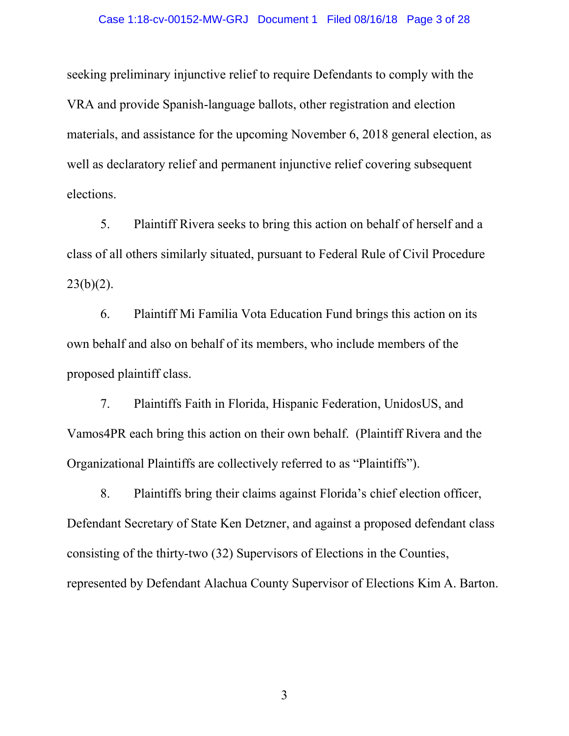seeking preliminary injunctive relief to require Defendants to comply with the VRA and provide Spanish-language ballots, other registration and election materials, and assistance for the upcoming November 6, 2018 general election, as well as declaratory relief and permanent injunctive relief covering subsequent elections.

5. Plaintiff Rivera seeks to bring this action on behalf of herself and a class of all others similarly situated, pursuant to Federal Rule of Civil Procedure 23(b)(2).

6. Plaintiff Mi Familia Vota Education Fund brings this action on its own behalf and also on behalf of its members, who include members of the proposed plaintiff class.

7. Plaintiffs Faith in Florida, Hispanic Federation, UnidosUS, and Vamos4PR each bring this action on their own behalf. (Plaintiff Rivera and the Organizational Plaintiffs are collectively referred to as "Plaintiffs").

8. Plaintiffs bring their claims against Florida's chief election officer, Defendant Secretary of State Ken Detzner, and against a proposed defendant class consisting of the thirty-two (32) Supervisors of Elections in the Counties, represented by Defendant Alachua County Supervisor of Elections Kim A. Barton.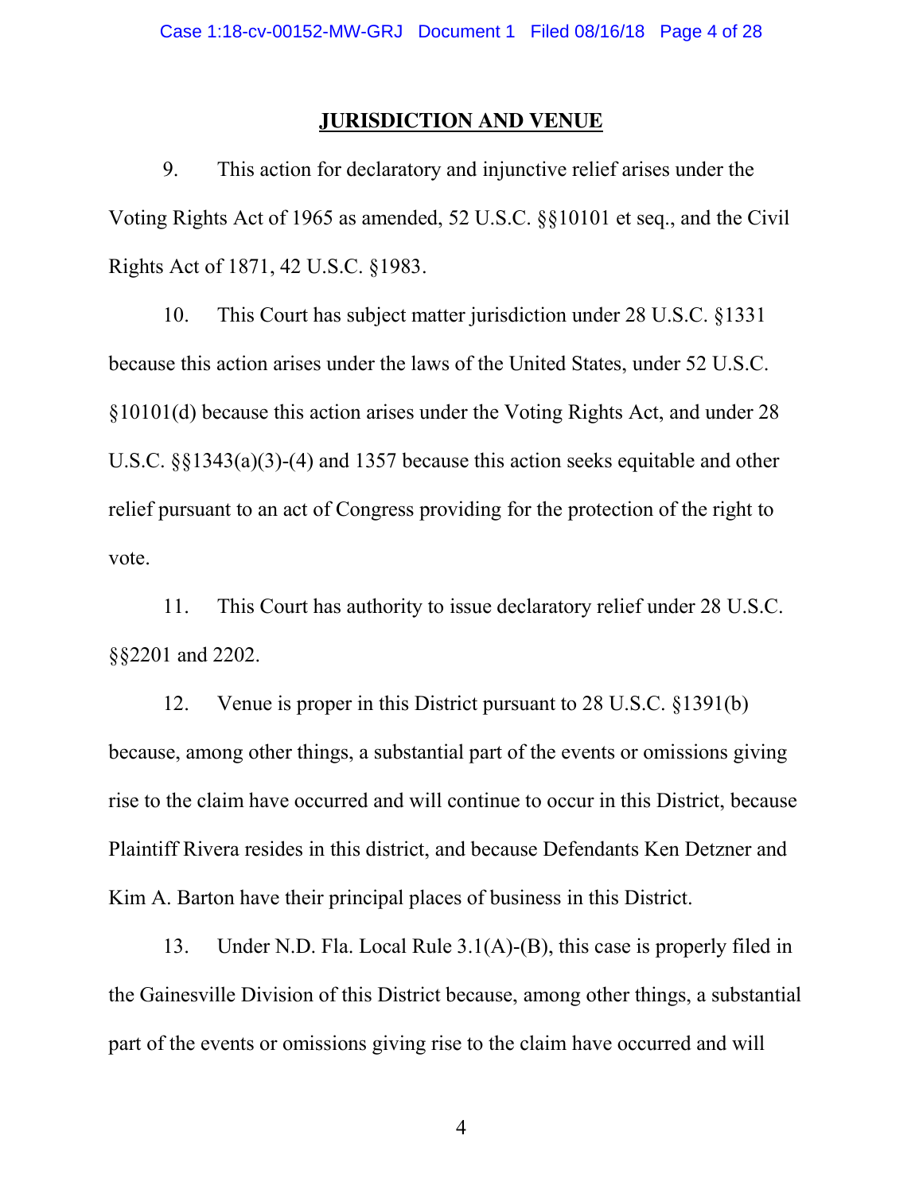## JURISDICTION AND VENUE

9. This action for declaratory and injunctive relief arises under the Voting Rights Act of 1965 as amended, 52 U.S.C. §§10101 et seq., and the Civil Rights Act of 1871, 42 U.S.C. §1983.

10. This Court has subject matter jurisdiction under 28 U.S.C. §1331 because this action arises under the laws of the United States, under 52 U.S.C. §10101(d) because this action arises under the Voting Rights Act, and under 28 U.S.C. §§1343(a)(3)-(4) and 1357 because this action seeks equitable and other relief pursuant to an act of Congress providing for the protection of the right to vote.

11. This Court has authority to issue declaratory relief under 28 U.S.C. §§2201 and 2202.

12. Venue is proper in this District pursuant to 28 U.S.C. §1391(b) because, among other things, a substantial part of the events or omissions giving rise to the claim have occurred and will continue to occur in this District, because Plaintiff Rivera resides in this district, and because Defendants Ken Detzner and Kim A. Barton have their principal places of business in this District.

13. Under N.D. Fla. Local Rule 3.1(A)-(B), this case is properly filed in the Gainesville Division of this District because, among other things, a substantial part of the events or omissions giving rise to the claim have occurred and will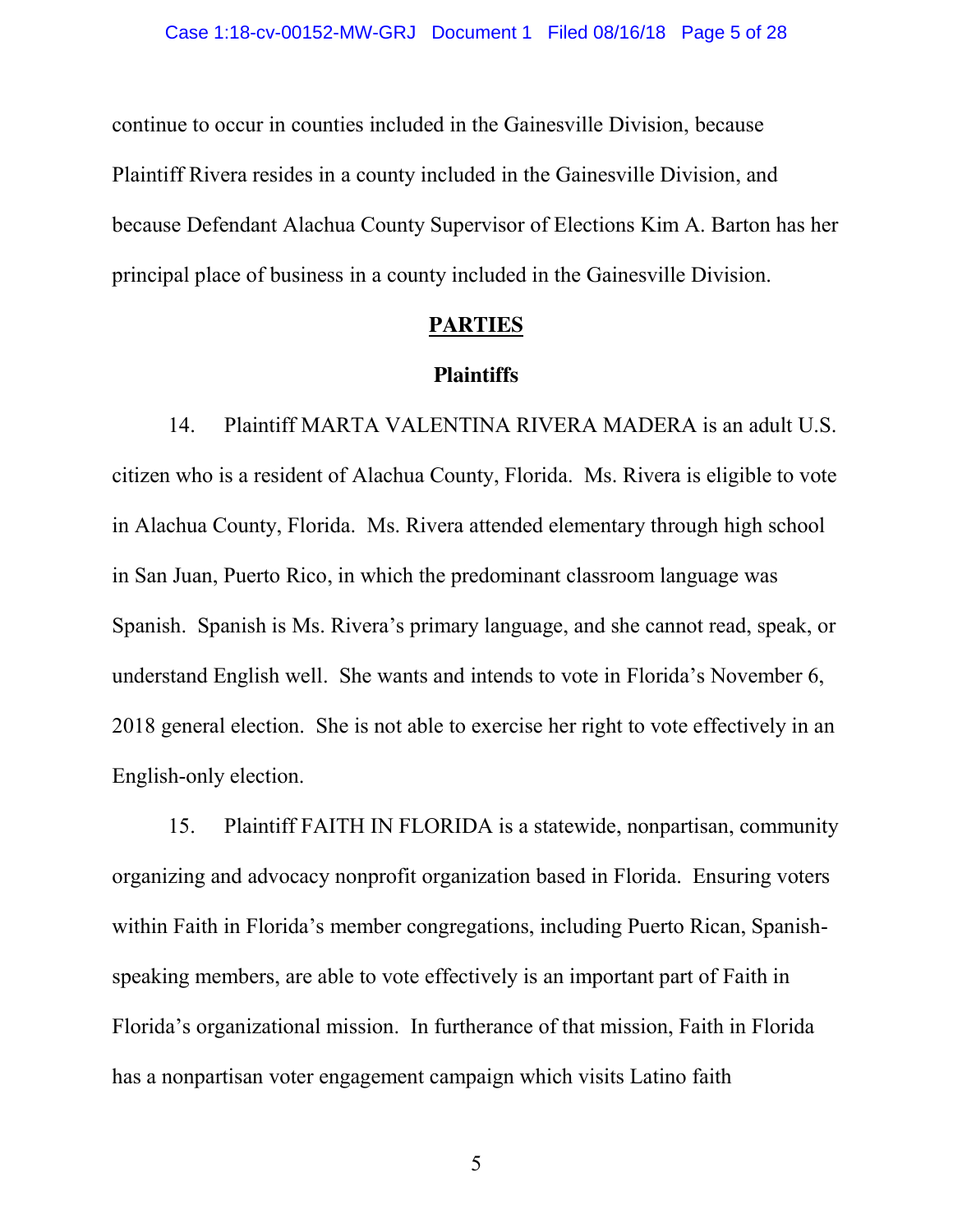continue to occur in counties included in the Gainesville Division, because Plaintiff Rivera resides in a county included in the Gainesville Division, and because Defendant Alachua County Supervisor of Elections Kim A. Barton has her principal place of business in a county included in the Gainesville Division.

## PARTIES

### Plaintiffs

14. Plaintiff MARTA VALENTINA RIVERA MADERA is an adult U.S. citizen who is a resident of Alachua County, Florida. Ms. Rivera is eligible to vote in Alachua County, Florida. Ms. Rivera attended elementary through high school in San Juan, Puerto Rico, in which the predominant classroom language was Spanish. Spanish is Ms. Rivera's primary language, and she cannot read, speak, or understand English well. She wants and intends to vote in Florida's November 6, 2018 general election. She is not able to exercise her right to vote effectively in an English-only election.

15. Plaintiff FAITH IN FLORIDA is a statewide, nonpartisan, community organizing and advocacy nonprofit organization based in Florida. Ensuring voters within Faith in Florida's member congregations, including Puerto Rican, Spanish-speaking members, are able to vote effectively is an important part of Faith in Florida's organizational mission. In furtherance of that mission, Faith in Florida has a nonpartisan voter engagement campaign which visits Latino faith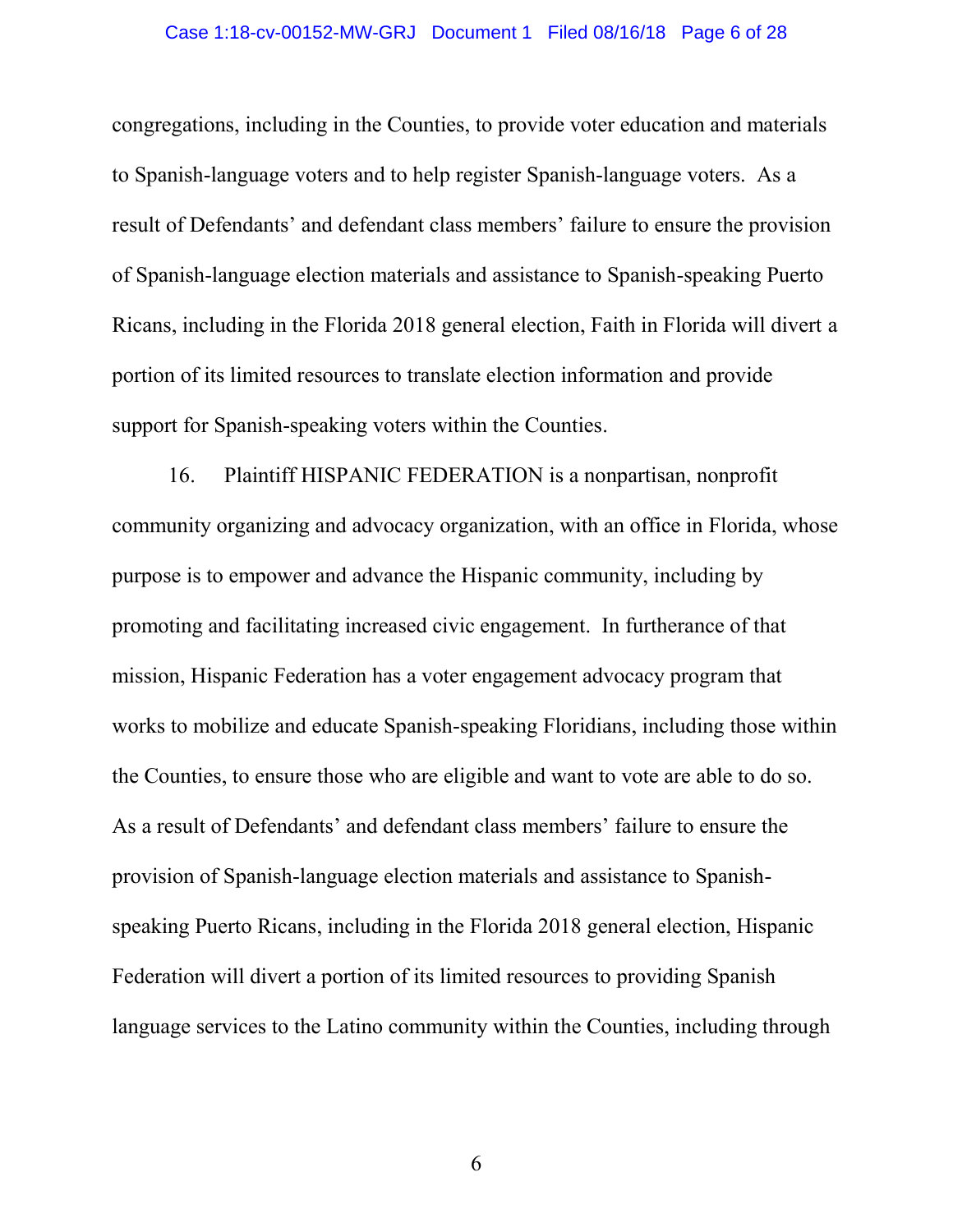congregations, including in the Counties, to provide voter education and materials to Spanish-language voters and to help register Spanish-language voters. As a result of Defendants' and defendant class members' failure to ensure the provision of Spanish-language election materials and assistance to Spanish-speaking Puerto Ricans, including in the Florida 2018 general election, Faith in Florida will divert a portion of its limited resources to translate election information and provide support for Spanish-speaking voters within the Counties.

16. Plaintiff HISPANIC FEDERATION is a nonpartisan, nonprofit community organizing and advocacy organization, with an office in Florida, whose purpose is to empower and advance the Hispanic community, including by promoting and facilitating increased civic engagement. In furtherance of that mission, Hispanic Federation has a voter engagement advocacy program that works to mobilize and educate Spanish-speaking Floridians, including those within the Counties, to ensure those who are eligible and want to vote are able to do so. As a result of Defendants' and defendant class members' failure to ensure the provision of Spanish-language election materials and assistance to Spanish-speaking Puerto Ricans, including in the Florida 2018 general election, Hispanic Federation will divert a portion of its limited resources to providing Spanish language services to the Latino community within the Counties, including through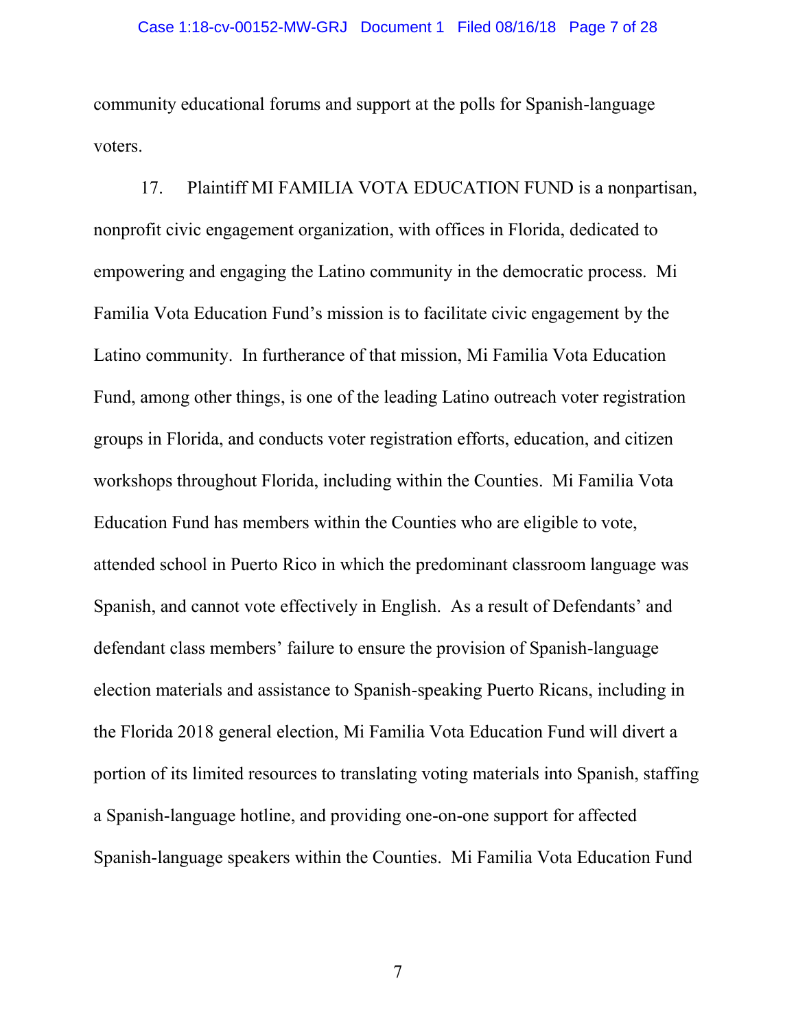community educational forums and support at the polls for Spanish-language voters.

17. Plaintiff MI FAMILIA VOTA EDUCATION FUND is a nonpartisan, nonprofit civic engagement organization, with offices in Florida, dedicated to empowering and engaging the Latino community in the democratic process. Mi Familia Vota Education Fund's mission is to facilitate civic engagement by the Latino community. In furtherance of that mission, Mi Familia Vota Education Fund, among other things, is one of the leading Latino outreach voter registration groups in Florida, and conducts voter registration efforts, education, and citizen workshops throughout Florida, including within the Counties. Mi Familia Vota Education Fund has members within the Counties who are eligible to vote, attended school in Puerto Rico in which the predominant classroom language was Spanish, and cannot vote effectively in English. As a result of Defendants' and defendant class members' failure to ensure the provision of Spanish-language election materials and assistance to Spanish-speaking Puerto Ricans, including in the Florida 2018 general election, Mi Familia Vota Education Fund will divert a portion of its limited resources to translating voting materials into Spanish, staffing a Spanish-language hotline, and providing one-on-one support for affected Spanish-language speakers within the Counties. Mi Familia Vota Education Fund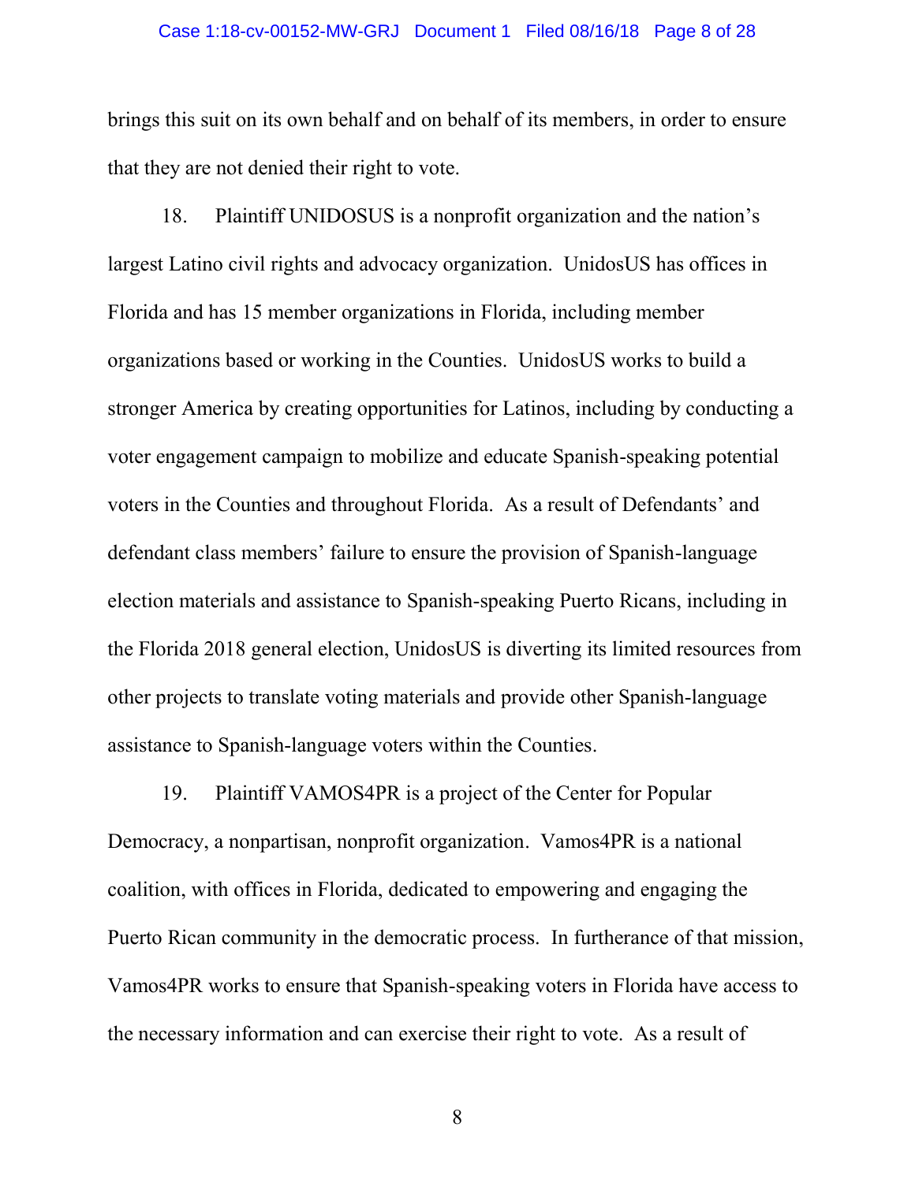brings this suit on its own behalf and on behalf of its members, in order to ensure that they are not denied their right to vote.

18. Plaintiff UNIDOSUS is a nonprofit organization and the nation's largest Latino civil rights and advocacy organization. UnidosUS has offices in Florida and has 15 member organizations in Florida, including member organizations based or working in the Counties. UnidosUS works to build a stronger America by creating opportunities for Latinos, including by conducting a voter engagement campaign to mobilize and educate Spanish-speaking potential voters in the Counties and throughout Florida. As a result of Defendants' and defendant class members' failure to ensure the provision of Spanish-language election materials and assistance to Spanish-speaking Puerto Ricans, including in the Florida 2018 general election, UnidosUS is diverting its limited resources from other projects to translate voting materials and provide other Spanish-language assistance to Spanish-language voters within the Counties.

19. Plaintiff VAMOS4PR is a project of the Center for Popular Democracy, a nonpartisan, nonprofit organization. Vamos4PR is a national coalition, with offices in Florida, dedicated to empowering and engaging the Puerto Rican community in the democratic process. In furtherance of that mission, Vamos4PR works to ensure that Spanish-speaking voters in Florida have access to the necessary information and can exercise their right to vote. As a result of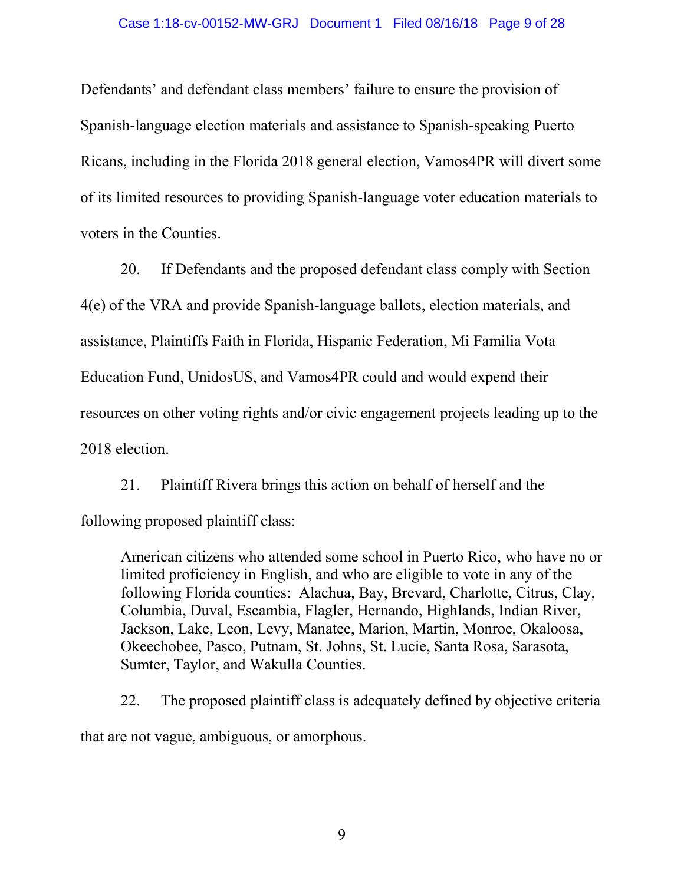Defendants' and defendant class members' failure to ensure the provision of Spanish-language election materials and assistance to Spanish-speaking Puerto Ricans, including in the Florida 2018 general election, Vamos4PR will divert some of its limited resources to providing Spanish-language voter education materials to voters in the Counties.

20. If Defendants and the proposed defendant class comply with Section 4(e) of the VRA and provide Spanish-language ballots, election materials, and assistance, Plaintiffs Faith in Florida, Hispanic Federation, Mi Familia Vota Education Fund, UnidosUS, and Vamos4PR could and would expend their resources on other voting rights and/or civic engagement projects leading up to the 2018 election.

21. Plaintiff Rivera brings this action on behalf of herself and the following proposed plaintiff class:

> American citizens who attended some school in Puerto Rico, who have no or limited proficiency in English, and who are eligible to vote in any of the following Florida counties: Alachua, Bay, Brevard, Charlotte, Citrus, Clay, Columbia, Duval, Escambia, Flagler, Hernando, Highlands, Indian River, Jackson, Lake, Leon, Levy, Manatee, Marion, Martin, Monroe, Okaloosa, Okeechobee, Pasco, Putnam, St. Johns, St. Lucie, Santa Rosa, Sarasota, Sumter, Taylor, and Wakulla Counties.

22. The proposed plaintiff class is adequately defined by objective criteria that are not vague, ambiguous, or amorphous.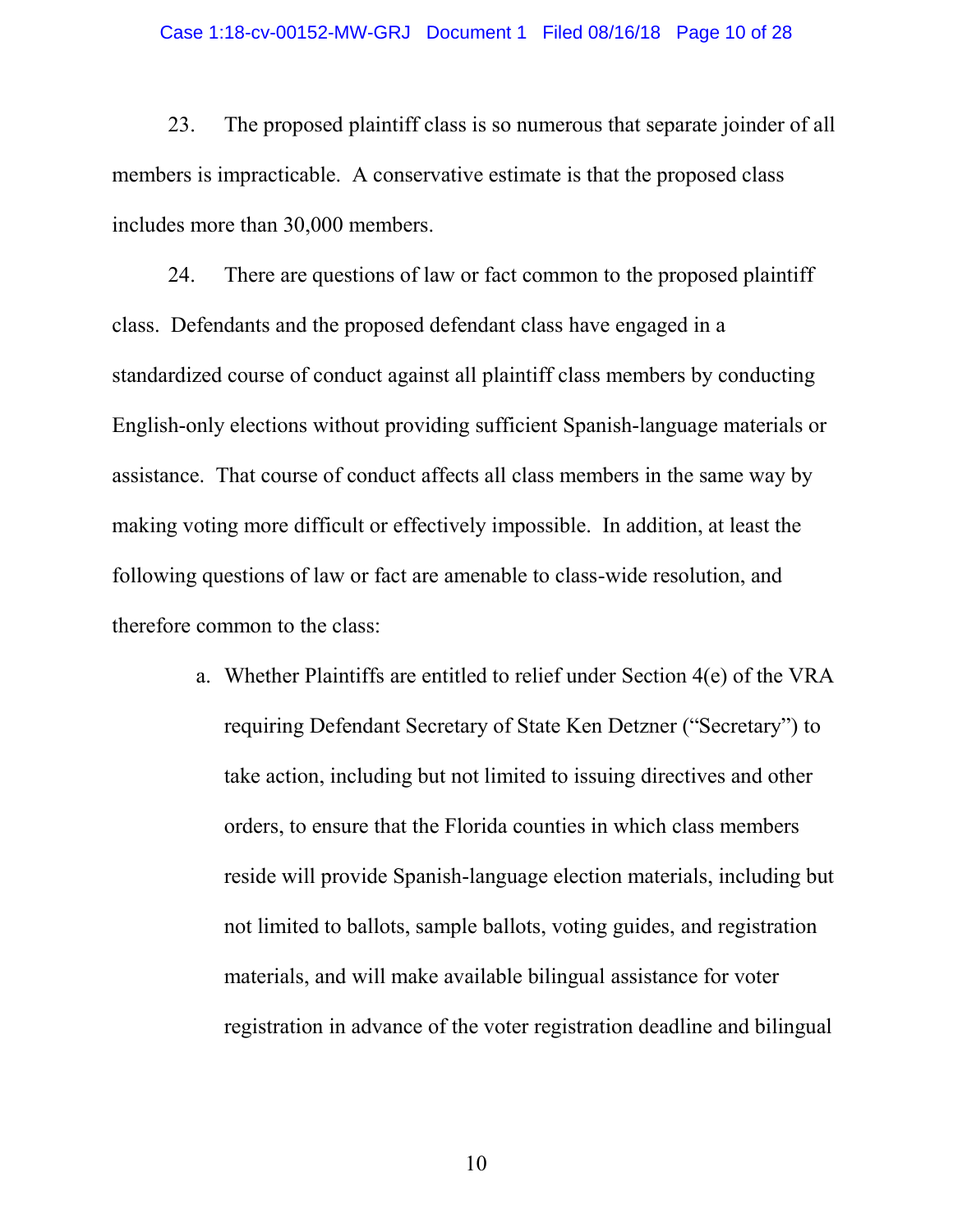23. The proposed plaintiff class is so numerous that separate joinder of all members is impracticable. A conservative estimate is that the proposed class includes more than 30,000 members.

24. There are questions of law or fact common to the proposed plaintiff class. Defendants and the proposed defendant class have engaged in a standardized course of conduct against all plaintiff class members by conducting English-only elections without providing sufficient Spanish-language materials or assistance. That course of conduct affects all class members in the same way by making voting more difficult or effectively impossible. In addition, at least the following questions of law or fact are amenable to class-wide resolution, and therefore common to the class:

a. Whether Plaintiffs are entitled to relief under Section 4(e) of the VRA requiring Defendant Secretary of State Ken Detzner ("Secretary") to take action, including but not limited to issuing directives and other orders, to ensure that the Florida counties in which class members reside will provide Spanish-language election materials, including but not limited to ballots, sample ballots, voting guides, and registration materials, and will make available bilingual assistance for voter registration in advance of the voter registration deadline and bilingual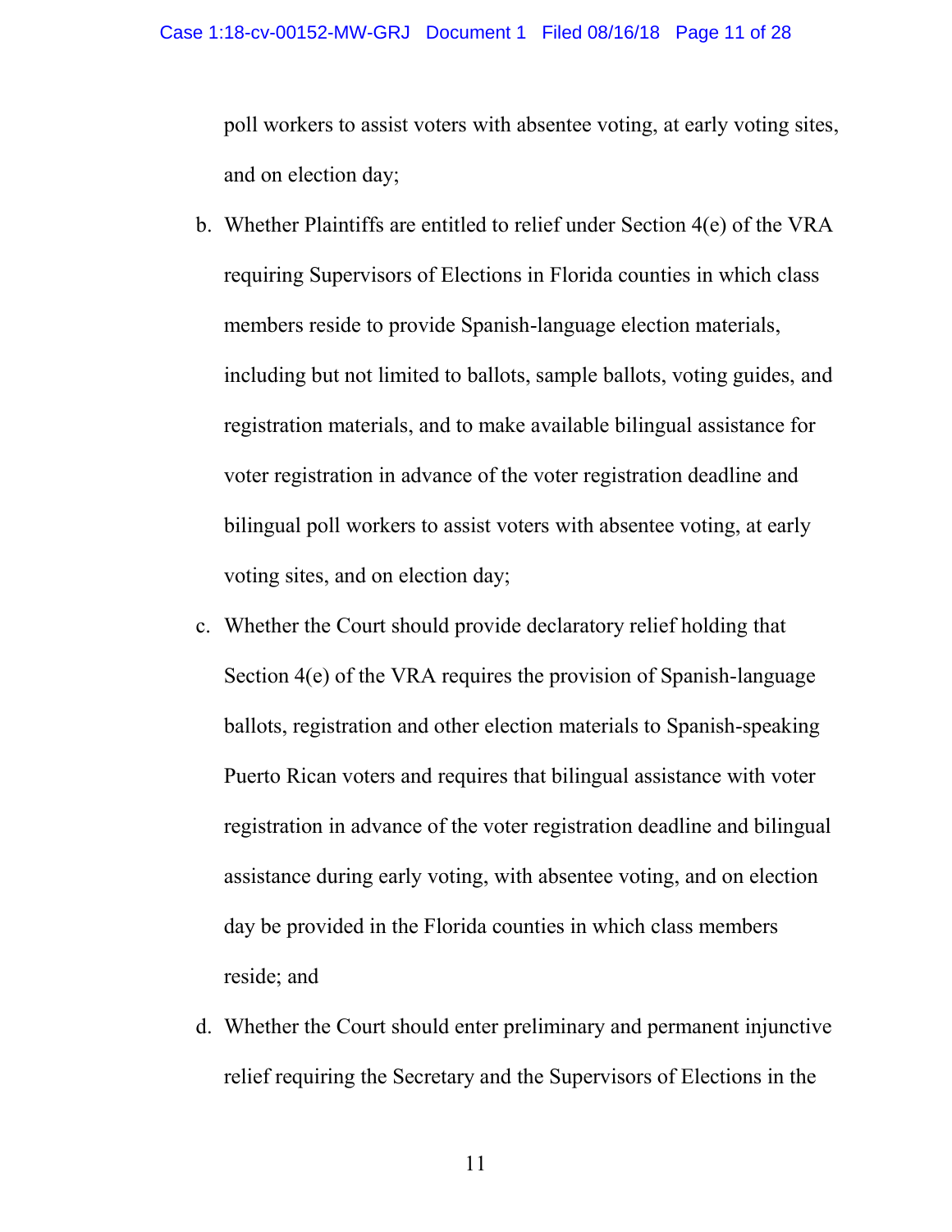poll workers to assist voters with absentee voting, at early voting sites, and on election day;

b. Whether Plaintiffs are entitled to relief under Section 4(e) of the VRA requiring Supervisors of Elections in Florida counties in which class members reside to provide Spanish-language election materials, including but not limited to ballots, sample ballots, voting guides, and registration materials, and to make available bilingual assistance for voter registration in advance of the voter registration deadline and bilingual poll workers to assist voters with absentee voting, at early voting sites, and on election day;

c. Whether the Court should provide declaratory relief holding that Section 4(e) of the VRA requires the provision of Spanish-language ballots, registration and other election materials to Spanish-speaking Puerto Rican voters and requires that bilingual assistance with voter registration in advance of the voter registration deadline and bilingual assistance during early voting, with absentee voting, and on election day be provided in the Florida counties in which class members reside; and

d. Whether the Court should enter preliminary and permanent injunctive relief requiring the Secretary and the Supervisors of Elections in the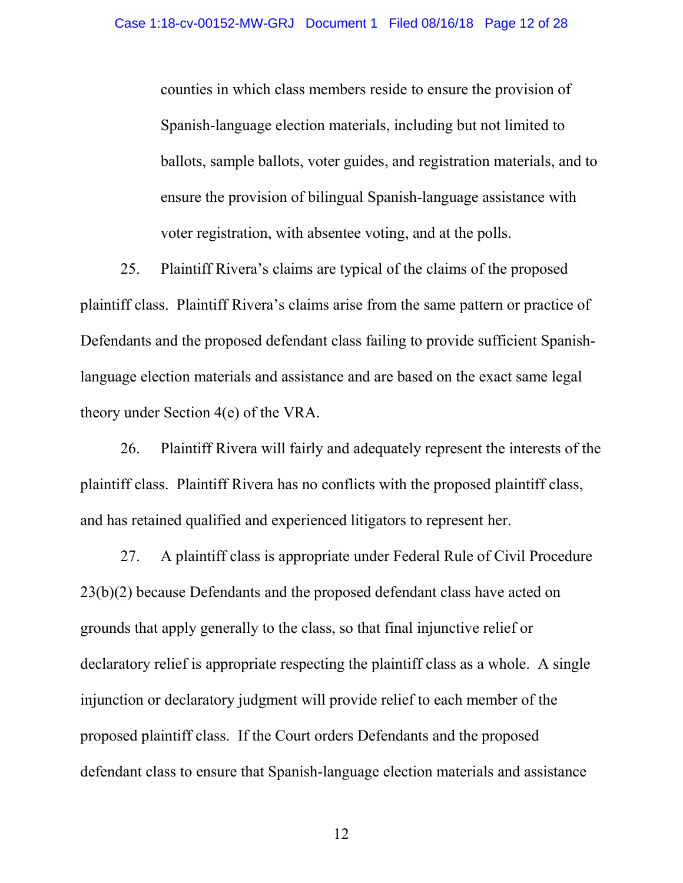counties in which class members reside to ensure the provision of Spanish-language election materials, including but not limited to ballots, sample ballots, voter guides, and registration materials, and to ensure the provision of bilingual Spanish-language assistance with voter registration, with absentee voting, and at the polls.

25. Plaintiff Rivera's claims are typical of the claims of the proposed plaintiff class. Plaintiff Rivera's claims arise from the same pattern or practice of Defendants and the proposed defendant class failing to provide sufficient Spanish-language election materials and assistance and are based on the exact same legal theory under Section 4(e) of the VRA.

26. Plaintiff Rivera will fairly and adequately represent the interests of the plaintiff class. Plaintiff Rivera has no conflicts with the proposed plaintiff class, and has retained qualified and experienced litigators to represent her.

27. A plaintiff class is appropriate under Federal Rule of Civil Procedure 23(b)(2) because Defendants and the proposed defendant class have acted on grounds that apply generally to the class, so that final injunctive relief or declaratory relief is appropriate respecting the plaintiff class as a whole. A single injunction or declaratory judgment will provide relief to each member of the proposed plaintiff class. If the Court orders Defendants and the proposed defendant class to ensure that Spanish-language election materials and assistance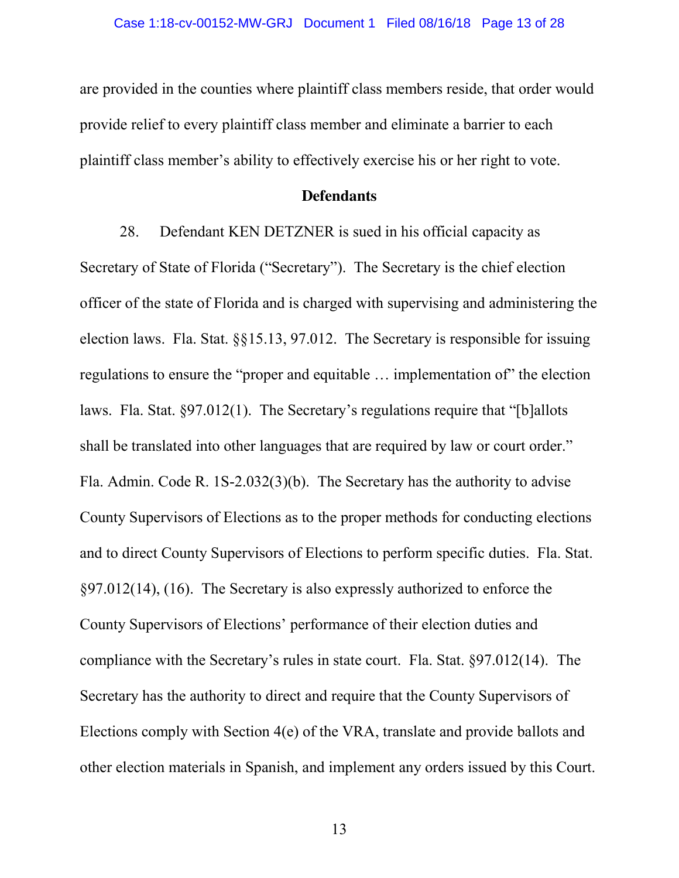are provided in the counties where plaintiff class members reside, that order would provide relief to every plaintiff class member and eliminate a barrier to each plaintiff class member's ability to effectively exercise his or her right to vote.

### Defendants

28. Defendant KEN DETZNER is sued in his official capacity as Secretary of State of Florida ("Secretary"). The Secretary is the chief election officer of the state of Florida and is charged with supervising and administering the election laws. Fla. Stat. §§15.13, 97.012. The Secretary is responsible for issuing regulations to ensure the "proper and equitable … implementation of" the election laws. Fla. Stat. §97.012(1). The Secretary's regulations require that "[b]allots shall be translated into other languages that are required by law or court order." Fla. Admin. Code R. 1S-2.032(3)(b). The Secretary has the authority to advise County Supervisors of Elections as to the proper methods for conducting elections and to direct County Supervisors of Elections to perform specific duties. Fla. Stat. §97.012(14), (16). The Secretary is also expressly authorized to enforce the County Supervisors of Elections' performance of their election duties and compliance with the Secretary's rules in state court. Fla. Stat. §97.012(14). The Secretary has the authority to direct and require that the County Supervisors of Elections comply with Section 4(e) of the VRA, translate and provide ballots and other election materials in Spanish, and implement any orders issued by this Court.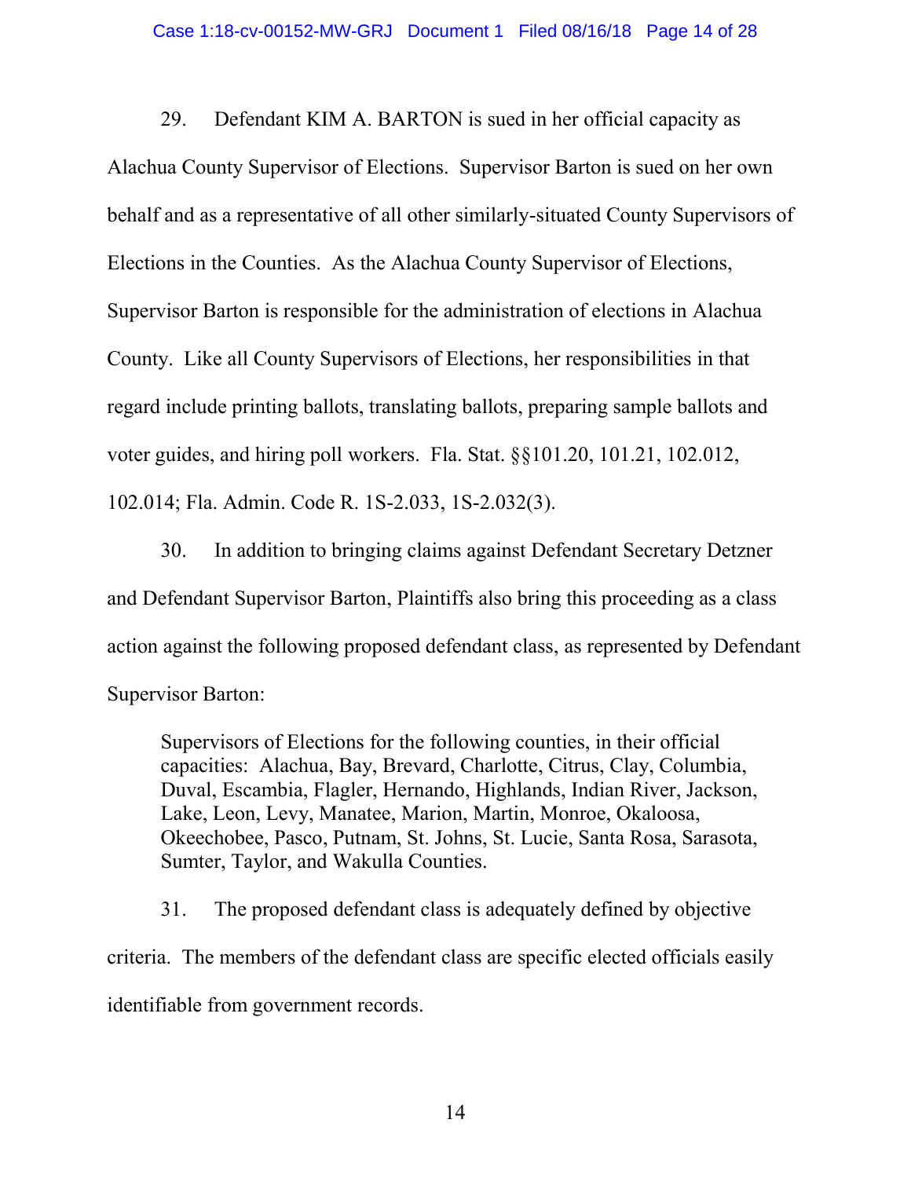29. Defendant KIM A. BARTON is sued in her official capacity as Alachua County Supervisor of Elections. Supervisor Barton is sued on her own behalf and as a representative of all other similarly-situated County Supervisors of Elections in the Counties. As the Alachua County Supervisor of Elections, Supervisor Barton is responsible for the administration of elections in Alachua County. Like all County Supervisors of Elections, her responsibilities in that regard include printing ballots, translating ballots, preparing sample ballots and voter guides, and hiring poll workers. Fla. Stat. §§101.20, 101.21, 102.012, 102.014; Fla. Admin. Code R. 1S-2.033, 1S-2.032(3).

30. In addition to bringing claims against Defendant Secretary Detzner and Defendant Supervisor Barton, Plaintiffs also bring this proceeding as a class action against the following proposed defendant class, as represented by Defendant Supervisor Barton:

> Supervisors of Elections for the following counties, in their official capacities: Alachua, Bay, Brevard, Charlotte, Citrus, Clay, Columbia, Duval, Escambia, Flagler, Hernando, Highlands, Indian River, Jackson, Lake, Leon, Levy, Manatee, Marion, Martin, Monroe, Okaloosa, Okeechobee, Pasco, Putnam, St. Johns, St. Lucie, Santa Rosa, Sarasota, Sumter, Taylor, and Wakulla Counties.

31. The proposed defendant class is adequately defined by objective criteria. The members of the defendant class are specific elected officials easily identifiable from government records.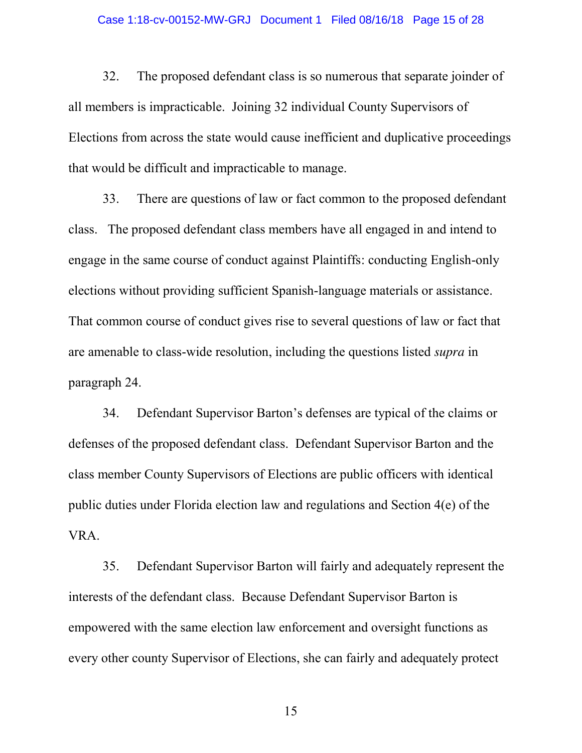32. The proposed defendant class is so numerous that separate joinder of all members is impracticable. Joining 32 individual County Supervisors of Elections from across the state would cause inefficient and duplicative proceedings that would be difficult and impracticable to manage.

33. There are questions of law or fact common to the proposed defendant class. The proposed defendant class members have all engaged in and intend to engage in the same course of conduct against Plaintiffs: conducting English-only elections without providing sufficient Spanish-language materials or assistance. That common course of conduct gives rise to several questions of law or fact that are amenable to class-wide resolution, including the questions listed *supra* in paragraph 24.

34. Defendant Supervisor Barton's defenses are typical of the claims or defenses of the proposed defendant class. Defendant Supervisor Barton and the class member County Supervisors of Elections are public officers with identical public duties under Florida election law and regulations and Section 4(e) of the VRA.

35. Defendant Supervisor Barton will fairly and adequately represent the interests of the defendant class. Because Defendant Supervisor Barton is empowered with the same election law enforcement and oversight functions as every other county Supervisor of Elections, she can fairly and adequately protect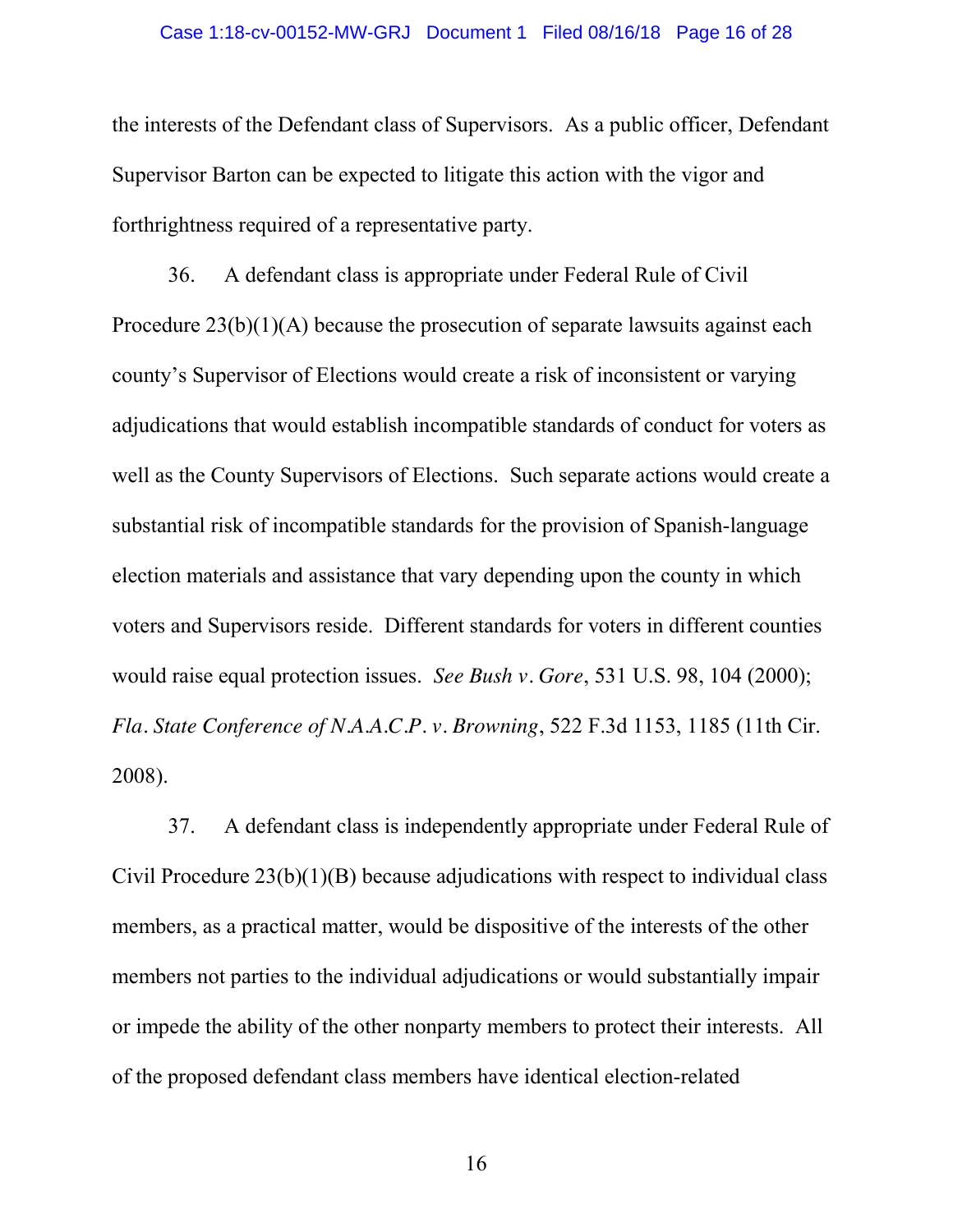the interests of the Defendant class of Supervisors. As a public officer, Defendant Supervisor Barton can be expected to litigate this action with the vigor and forthrightness required of a representative party.

36. A defendant class is appropriate under Federal Rule of Civil Procedure 23(b)(1)(A) because the prosecution of separate lawsuits against each county's Supervisor of Elections would create a risk of inconsistent or varying adjudications that would establish incompatible standards of conduct for voters as well as the County Supervisors of Elections. Such separate actions would create a substantial risk of incompatible standards for the provision of Spanish-language election materials and assistance that vary depending upon the county in which voters and Supervisors reside. Different standards for voters in different counties would raise equal protection issues. *See Bush v. Gore*, 531 U.S. 98, 104 (2000); *Fla. State Conference of N.A.A.C.P. v. Browning*, 522 F.3d 1153, 1185 (11th Cir. 2008).

37. A defendant class is independently appropriate under Federal Rule of Civil Procedure 23(b)(1)(B) because adjudications with respect to individual class members, as a practical matter, would be dispositive of the interests of the other members not parties to the individual adjudications or would substantially impair or impede the ability of the other nonparty members to protect their interests. All of the proposed defendant class members have identical election-related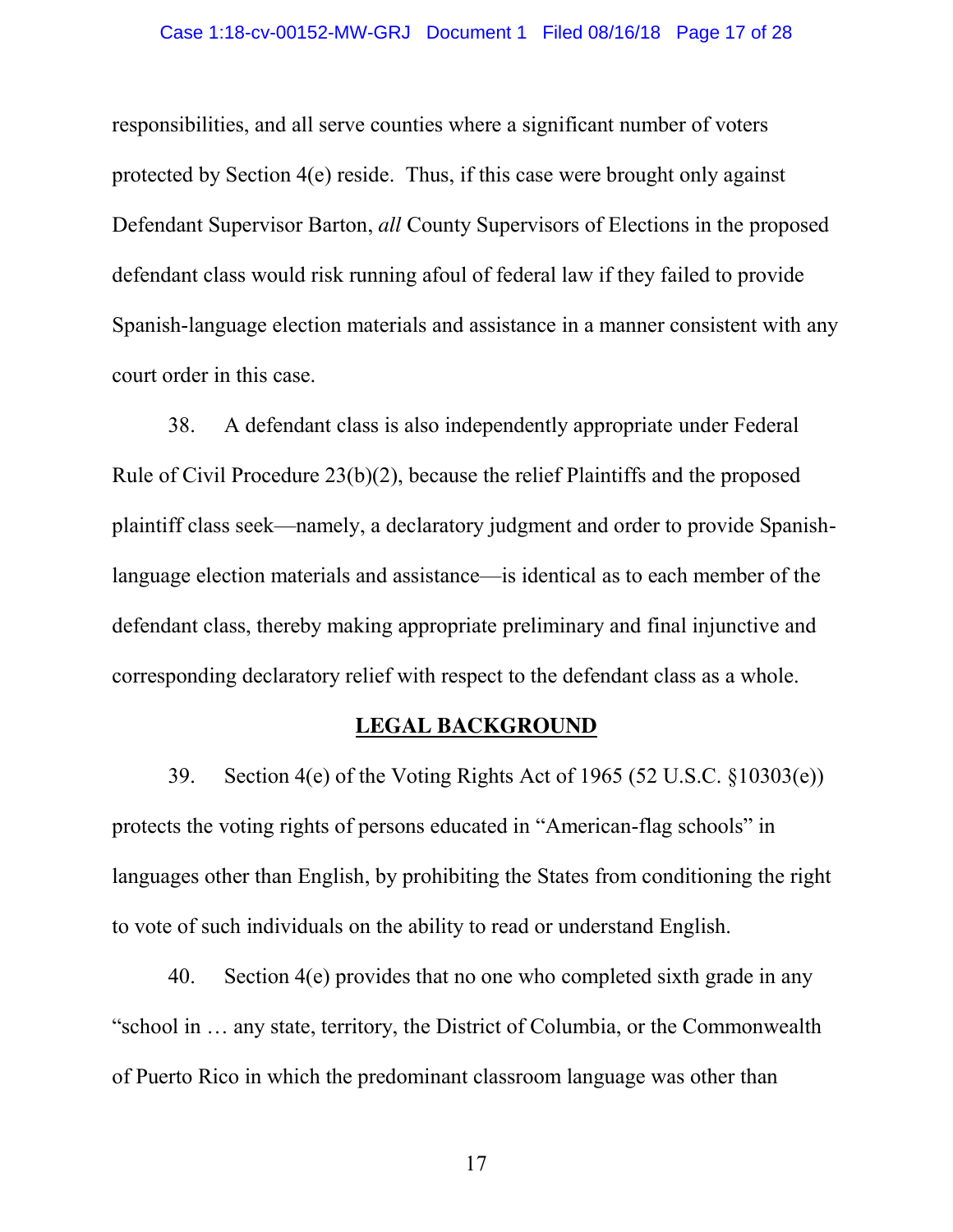responsibilities, and all serve counties where a significant number of voters protected by Section 4(e) reside. Thus, if this case were brought only against Defendant Supervisor Barton, *all* County Supervisors of Elections in the proposed defendant class would risk running afoul of federal law if they failed to provide Spanish-language election materials and assistance in a manner consistent with any court order in this case.

38. A defendant class is also independently appropriate under Federal Rule of Civil Procedure 23(b)(2), because the relief Plaintiffs and the proposed plaintiff class seek—namely, a declaratory judgment and order to provide Spanish-language election materials and assistance—is identical as to each member of the defendant class, thereby making appropriate preliminary and final injunctive and corresponding declaratory relief with respect to the defendant class as a whole.

## LEGAL BACKGROUND

39. Section 4(e) of the Voting Rights Act of 1965 (52 U.S.C. §10303(e)) protects the voting rights of persons educated in "American-flag schools" in languages other than English, by prohibiting the States from conditioning the right to vote of such individuals on the ability to read or understand English.

40. Section 4(e) provides that no one who completed sixth grade in any "school in … any state, territory, the District of Columbia, or the Commonwealth of Puerto Rico in which the predominant classroom language was other than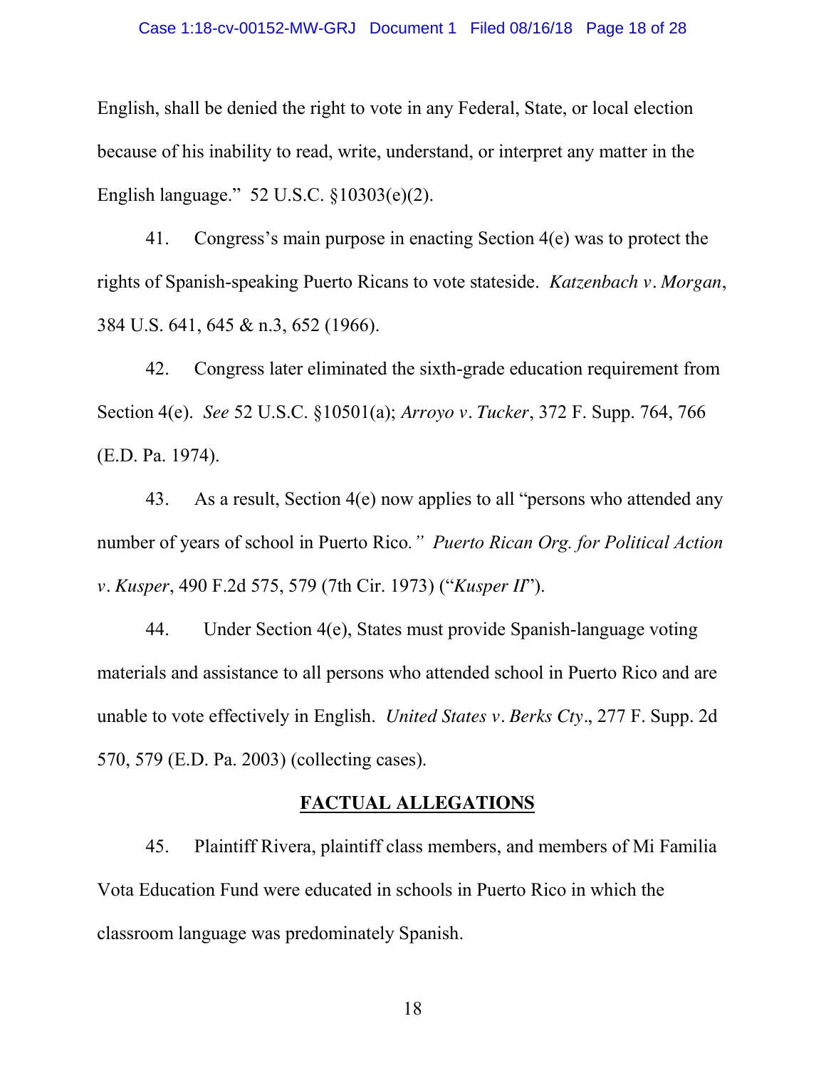English, shall be denied the right to vote in any Federal, State, or local election because of his inability to read, write, understand, or interpret any matter in the English language." 52 U.S.C. §10303(e)(2).

41. Congress's main purpose in enacting Section 4(e) was to protect the rights of Spanish-speaking Puerto Ricans to vote stateside. *Katzenbach v. Morgan*, 384 U.S. 641, 645 & n.3, 652 (1966).

42. Congress later eliminated the sixth-grade education requirement from Section 4(e). *See* 52 U.S.C. §10501(a); *Arroyo v. Tucker*, 372 F. Supp. 764, 766 (E.D. Pa. 1974).

43. As a result, Section 4(e) now applies to all "persons who attended any number of years of school in Puerto Rico." *Puerto Rican Org. for Political Action v. Kusper*, 490 F.2d 575, 579 (7th Cir. 1973) ("*Kusper II*").

44. Under Section 4(e), States must provide Spanish-language voting materials and assistance to all persons who attended school in Puerto Rico and are unable to vote effectively in English. *United States v. Berks Cty*., 277 F. Supp. 2d 570, 579 (E.D. Pa. 2003) (collecting cases).

## FACTUAL ALLEGATIONS

45. Plaintiff Rivera, plaintiff class members, and members of Mi Familia Vota Education Fund were educated in schools in Puerto Rico in which the classroom language was predominately Spanish.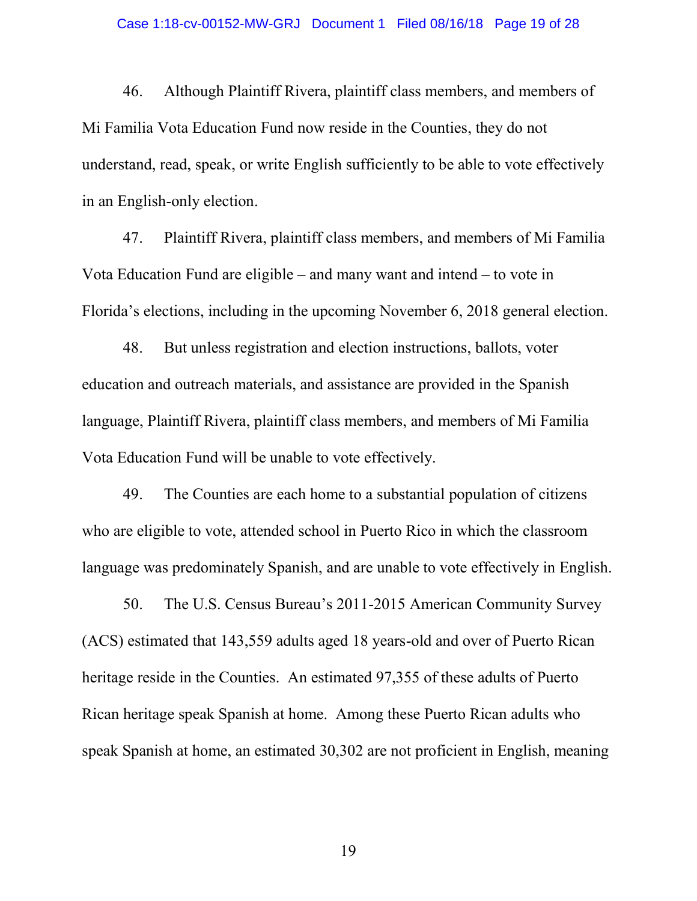46. Although Plaintiff Rivera, plaintiff class members, and members of Mi Familia Vota Education Fund now reside in the Counties, they do not understand, read, speak, or write English sufficiently to be able to vote effectively in an English-only election.

47. Plaintiff Rivera, plaintiff class members, and members of Mi Familia Vota Education Fund are eligible – and many want and intend – to vote in Florida's elections, including in the upcoming November 6, 2018 general election.

48. But unless registration and election instructions, ballots, voter education and outreach materials, and assistance are provided in the Spanish language, Plaintiff Rivera, plaintiff class members, and members of Mi Familia Vota Education Fund will be unable to vote effectively.

49. The Counties are each home to a substantial population of citizens who are eligible to vote, attended school in Puerto Rico in which the classroom language was predominately Spanish, and are unable to vote effectively in English.

50. The U.S. Census Bureau's 2011-2015 American Community Survey (ACS) estimated that 143,559 adults aged 18 years-old and over of Puerto Rican heritage reside in the Counties. An estimated 97,355 of these adults of Puerto Rican heritage speak Spanish at home. Among these Puerto Rican adults who speak Spanish at home, an estimated 30,302 are not proficient in English, meaning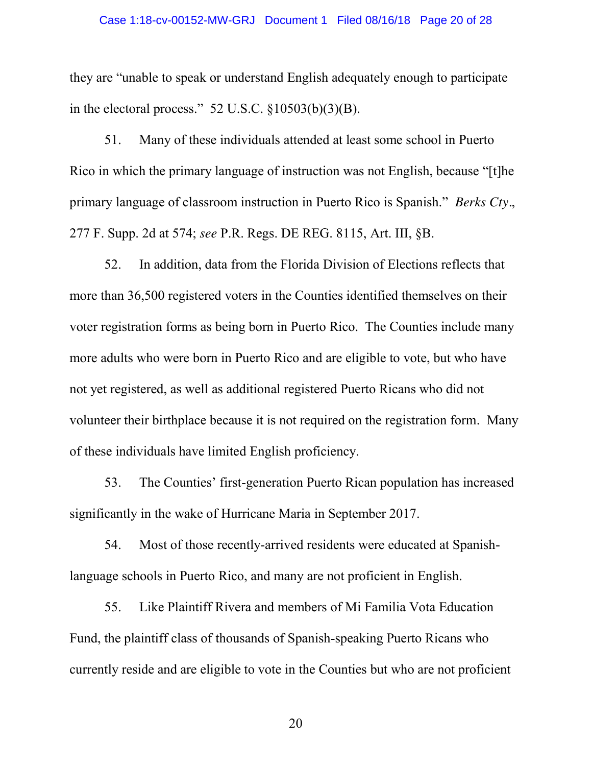they are "unable to speak or understand English adequately enough to participate in the electoral process." 52 U.S.C. §10503(b)(3)(B).

51. Many of these individuals attended at least some school in Puerto Rico in which the primary language of instruction was not English, because "[t]he primary language of classroom instruction in Puerto Rico is Spanish." *Berks Cty*., 277 F. Supp. 2d at 574; *see* P.R. Regs. DE REG. 8115, Art. III, §B.

52. In addition, data from the Florida Division of Elections reflects that more than 36,500 registered voters in the Counties identified themselves on their voter registration forms as being born in Puerto Rico. The Counties include many more adults who were born in Puerto Rico and are eligible to vote, but who have not yet registered, as well as additional registered Puerto Ricans who did not volunteer their birthplace because it is not required on the registration form. Many of these individuals have limited English proficiency.

53. The Counties' first-generation Puerto Rican population has increased significantly in the wake of Hurricane Maria in September 2017.

54. Most of those recently-arrived residents were educated at Spanish-language schools in Puerto Rico, and many are not proficient in English.

55. Like Plaintiff Rivera and members of Mi Familia Vota Education Fund, the plaintiff class of thousands of Spanish-speaking Puerto Ricans who currently reside and are eligible to vote in the Counties but who are not proficient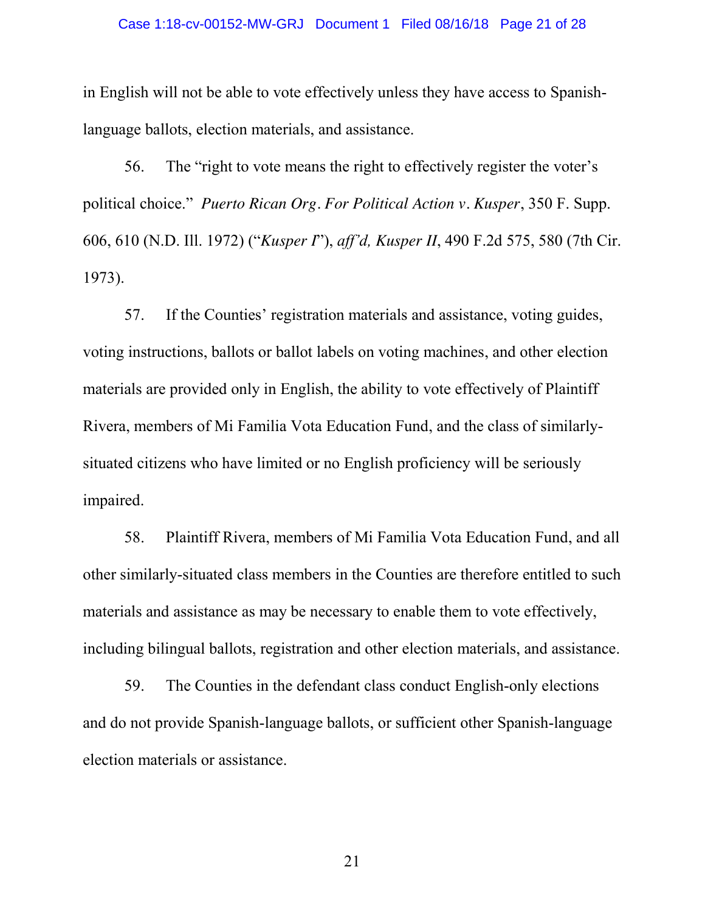in English will not be able to vote effectively unless they have access to Spanish-language ballots, election materials, and assistance.

56. The "right to vote means the right to effectively register the voter's political choice." *Puerto Rican Org. For Political Action v. Kusper*, 350 F. Supp. 606, 610 (N.D. Ill. 1972) ("*Kusper I*"), *aff'd, Kusper II*, 490 F.2d 575, 580 (7th Cir. 1973).

57. If the Counties' registration materials and assistance, voting guides, voting instructions, ballots or ballot labels on voting machines, and other election materials are provided only in English, the ability to vote effectively of Plaintiff Rivera, members of Mi Familia Vota Education Fund, and the class of similarly-situated citizens who have limited or no English proficiency will be seriously impaired.

58. Plaintiff Rivera, members of Mi Familia Vota Education Fund, and all other similarly-situated class members in the Counties are therefore entitled to such materials and assistance as may be necessary to enable them to vote effectively, including bilingual ballots, registration and other election materials, and assistance.

59. The Counties in the defendant class conduct English-only elections and do not provide Spanish-language ballots, or sufficient other Spanish-language election materials or assistance.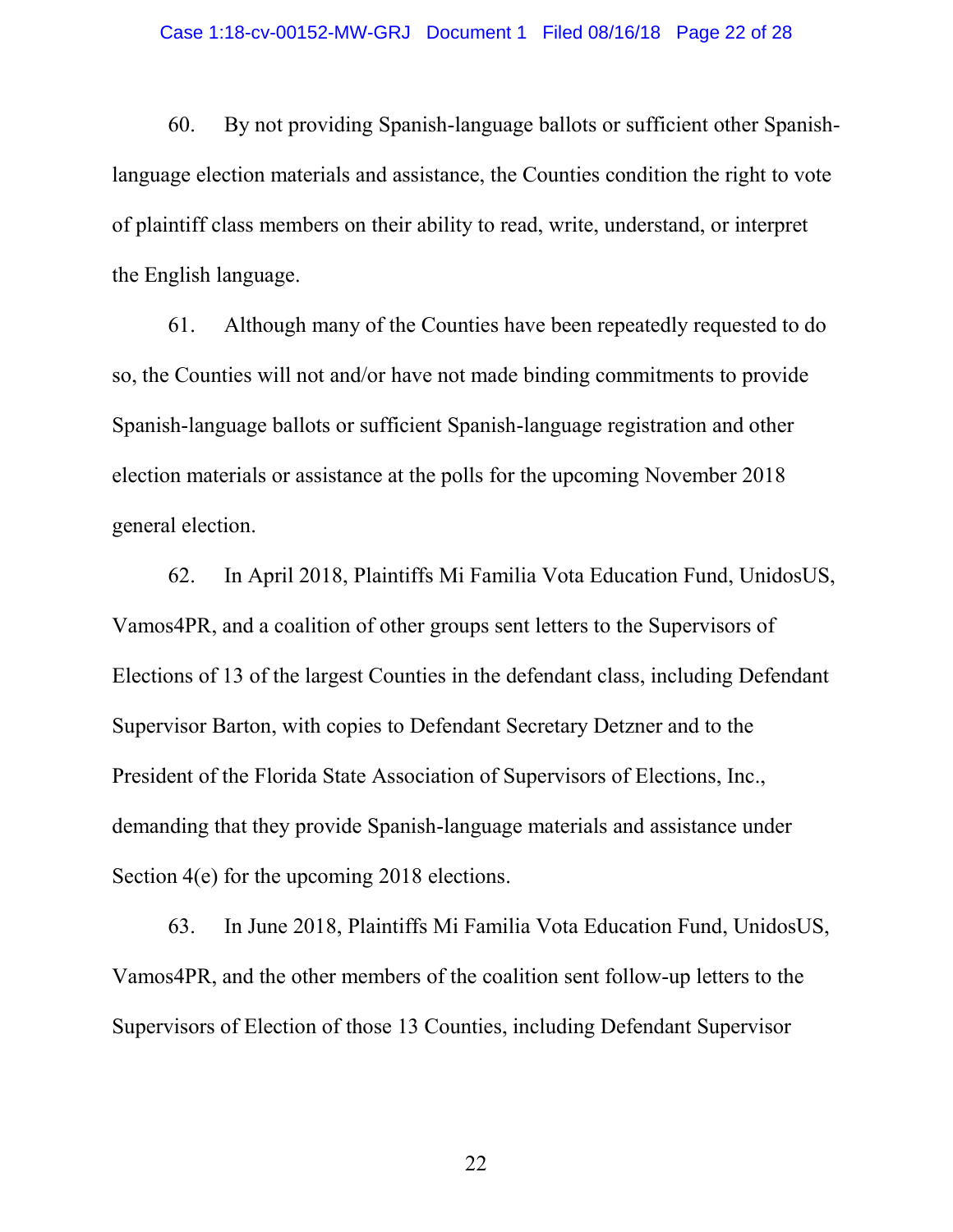60. By not providing Spanish-language ballots or sufficient other Spanish-language election materials and assistance, the Counties condition the right to vote of plaintiff class members on their ability to read, write, understand, or interpret the English language.

61. Although many of the Counties have been repeatedly requested to do so, the Counties will not and/or have not made binding commitments to provide Spanish-language ballots or sufficient Spanish-language registration and other election materials or assistance at the polls for the upcoming November 2018 general election.

62. In April 2018, Plaintiffs Mi Familia Vota Education Fund, UnidosUS, Vamos4PR, and a coalition of other groups sent letters to the Supervisors of Elections of 13 of the largest Counties in the defendant class, including Defendant Supervisor Barton, with copies to Defendant Secretary Detzner and to the President of the Florida State Association of Supervisors of Elections, Inc., demanding that they provide Spanish-language materials and assistance under Section 4(e) for the upcoming 2018 elections.

63. In June 2018, Plaintiffs Mi Familia Vota Education Fund, UnidosUS, Vamos4PR, and the other members of the coalition sent follow-up letters to the Supervisors of Election of those 13 Counties, including Defendant Supervisor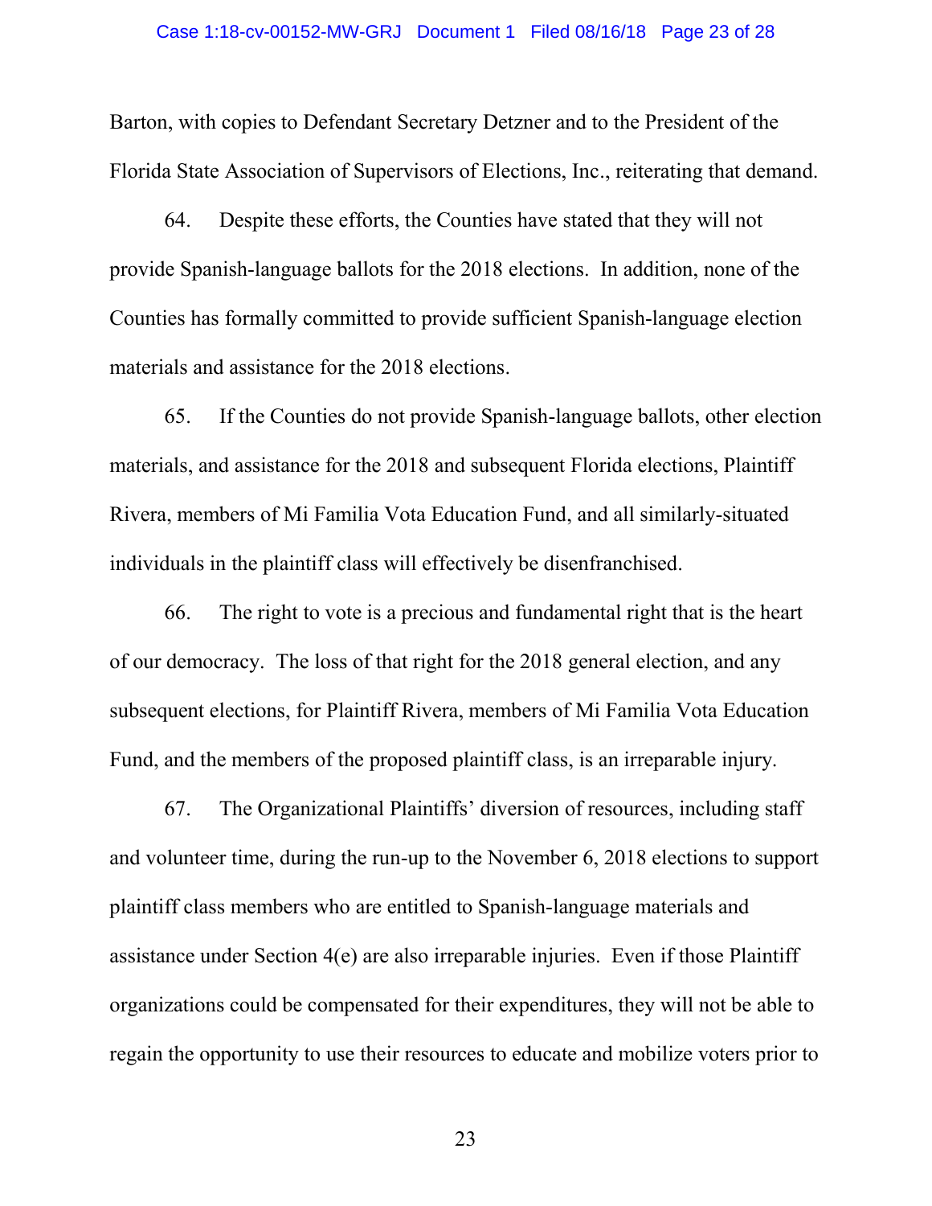Barton, with copies to Defendant Secretary Detzner and to the President of the Florida State Association of Supervisors of Elections, Inc., reiterating that demand.

64. Despite these efforts, the Counties have stated that they will not provide Spanish-language ballots for the 2018 elections. In addition, none of the Counties has formally committed to provide sufficient Spanish-language election materials and assistance for the 2018 elections.

65. If the Counties do not provide Spanish-language ballots, other election materials, and assistance for the 2018 and subsequent Florida elections, Plaintiff Rivera, members of Mi Familia Vota Education Fund, and all similarly-situated individuals in the plaintiff class will effectively be disenfranchised.

66. The right to vote is a precious and fundamental right that is the heart of our democracy. The loss of that right for the 2018 general election, and any subsequent elections, for Plaintiff Rivera, members of Mi Familia Vota Education Fund, and the members of the proposed plaintiff class, is an irreparable injury.

67. The Organizational Plaintiffs' diversion of resources, including staff and volunteer time, during the run-up to the November 6, 2018 elections to support plaintiff class members who are entitled to Spanish-language materials and assistance under Section 4(e) are also irreparable injuries. Even if those Plaintiff organizations could be compensated for their expenditures, they will not be able to regain the opportunity to use their resources to educate and mobilize voters prior to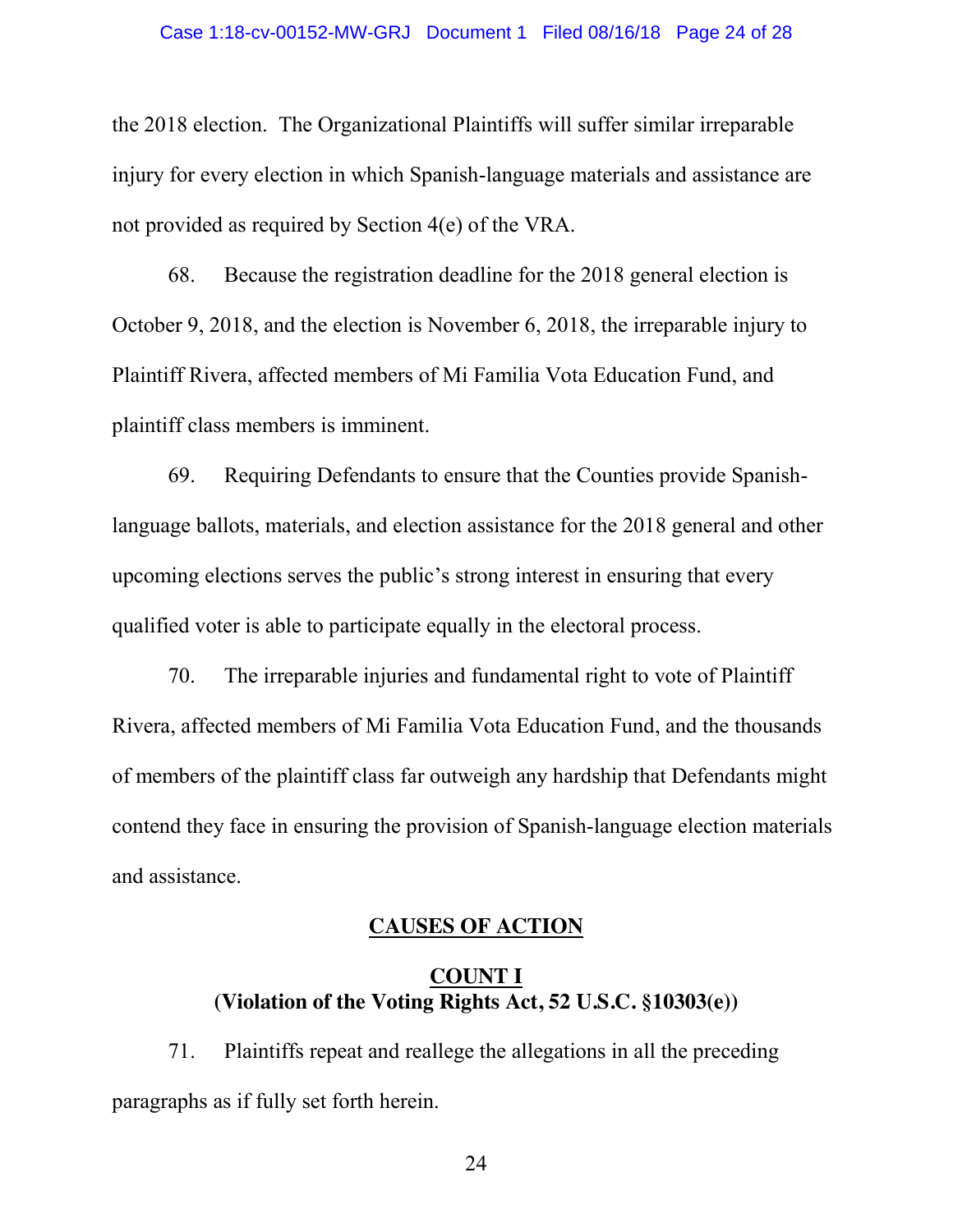the 2018 election. The Organizational Plaintiffs will suffer similar irreparable injury for every election in which Spanish-language materials and assistance are not provided as required by Section 4(e) of the VRA.

68. Because the registration deadline for the 2018 general election is October 9, 2018, and the election is November 6, 2018, the irreparable injury to Plaintiff Rivera, affected members of Mi Familia Vota Education Fund, and plaintiff class members is imminent.

69. Requiring Defendants to ensure that the Counties provide Spanish-language ballots, materials, and election assistance for the 2018 general and other upcoming elections serves the public's strong interest in ensuring that every qualified voter is able to participate equally in the electoral process.

70. The irreparable injuries and fundamental right to vote of Plaintiff Rivera, affected members of Mi Familia Vota Education Fund, and the thousands of members of the plaintiff class far outweigh any hardship that Defendants might contend they face in ensuring the provision of Spanish-language election materials and assistance.

## CAUSES OF ACTION

### COUNT I
### (Violation of the Voting Rights Act, 52 U.S.C. §10303(e))

71. Plaintiffs repeat and reallege the allegations in all the preceding paragraphs as if fully set forth herein.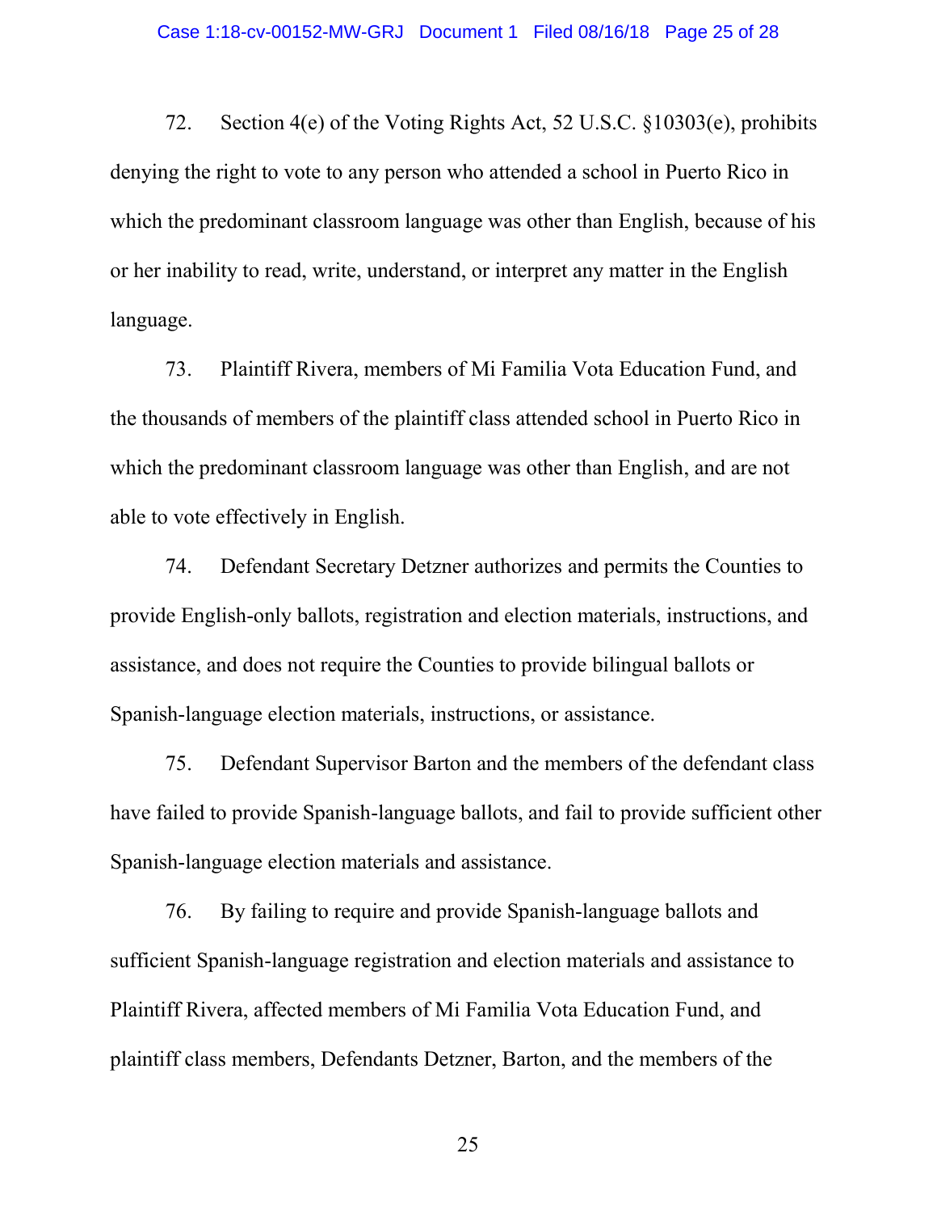72. Section 4(e) of the Voting Rights Act, 52 U.S.C. §10303(e), prohibits denying the right to vote to any person who attended a school in Puerto Rico in which the predominant classroom language was other than English, because of his or her inability to read, write, understand, or interpret any matter in the English language.

73. Plaintiff Rivera, members of Mi Familia Vota Education Fund, and the thousands of members of the plaintiff class attended school in Puerto Rico in which the predominant classroom language was other than English, and are not able to vote effectively in English.

74. Defendant Secretary Detzner authorizes and permits the Counties to provide English-only ballots, registration and election materials, instructions, and assistance, and does not require the Counties to provide bilingual ballots or Spanish-language election materials, instructions, or assistance.

75. Defendant Supervisor Barton and the members of the defendant class have failed to provide Spanish-language ballots, and fail to provide sufficient other Spanish-language election materials and assistance.

76. By failing to require and provide Spanish-language ballots and sufficient Spanish-language registration and election materials and assistance to Plaintiff Rivera, affected members of Mi Familia Vota Education Fund, and plaintiff class members, Defendants Detzner, Barton, and the members of the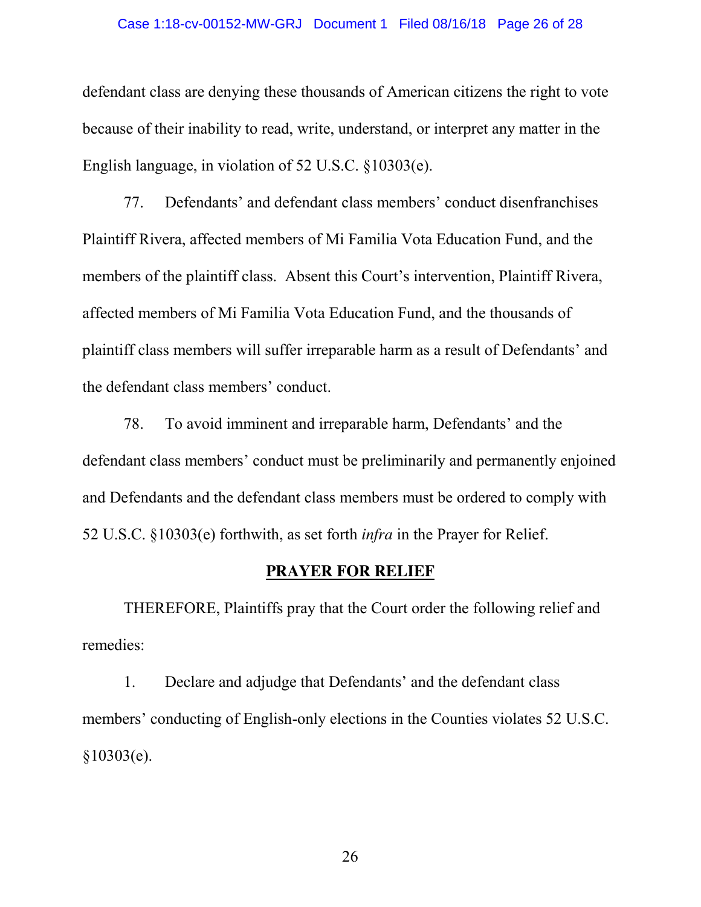defendant class are denying these thousands of American citizens the right to vote because of their inability to read, write, understand, or interpret any matter in the English language, in violation of 52 U.S.C. §10303(e).

77. Defendants' and defendant class members' conduct disenfranchises Plaintiff Rivera, affected members of Mi Familia Vota Education Fund, and the members of the plaintiff class. Absent this Court's intervention, Plaintiff Rivera, affected members of Mi Familia Vota Education Fund, and the thousands of plaintiff class members will suffer irreparable harm as a result of Defendants' and the defendant class members' conduct.

78. To avoid imminent and irreparable harm, Defendants' and the defendant class members' conduct must be preliminarily and permanently enjoined and Defendants and the defendant class members must be ordered to comply with 52 U.S.C. §10303(e) forthwith, as set forth *infra* in the Prayer for Relief.

## PRAYER FOR RELIEF

THEREFORE, Plaintiffs pray that the Court order the following relief and remedies:

1. Declare and adjudge that Defendants' and the defendant class members' conducting of English-only elections in the Counties violates 52 U.S.C. §10303(e).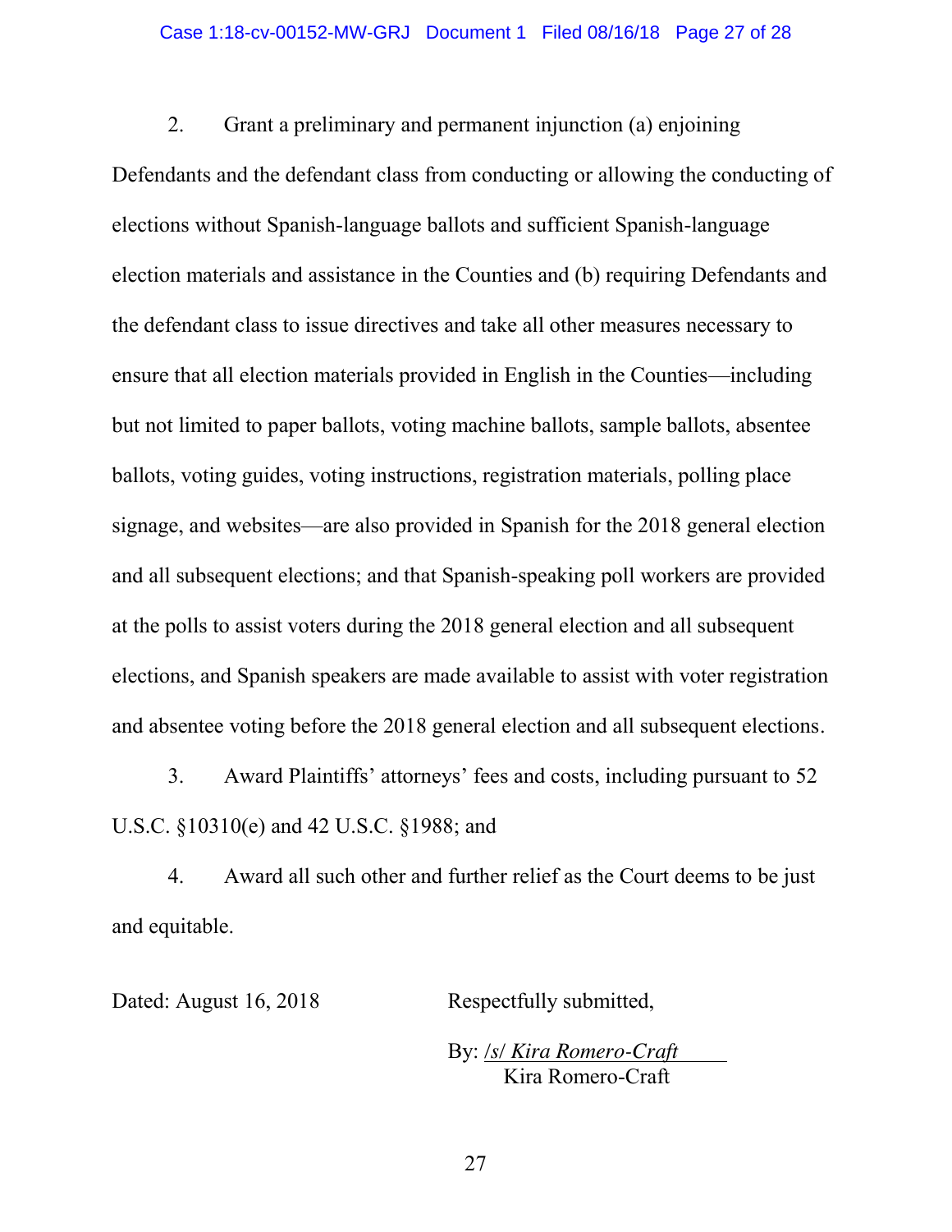2. Grant a preliminary and permanent injunction (a) enjoining Defendants and the defendant class from conducting or allowing the conducting of elections without Spanish-language ballots and sufficient Spanish-language election materials and assistance in the Counties and (b) requiring Defendants and the defendant class to issue directives and take all other measures necessary to ensure that all election materials provided in English in the Counties—including but not limited to paper ballots, voting machine ballots, sample ballots, absentee ballots, voting guides, voting instructions, registration materials, polling place signage, and websites—are also provided in Spanish for the 2018 general election and all subsequent elections; and that Spanish-speaking poll workers are provided at the polls to assist voters during the 2018 general election and all subsequent elections, and Spanish speakers are made available to assist with voter registration and absentee voting before the 2018 general election and all subsequent elections.

3. Award Plaintiffs' attorneys' fees and costs, including pursuant to 52 U.S.C. §10310(e) and 42 U.S.C. §1988; and

4. Award all such other and further relief as the Court deems to be just and equitable.

Dated: August 16, 2018

Respectfully submitted,

By: */s/ Kira Romero-Craft*
Kira Romero-Craft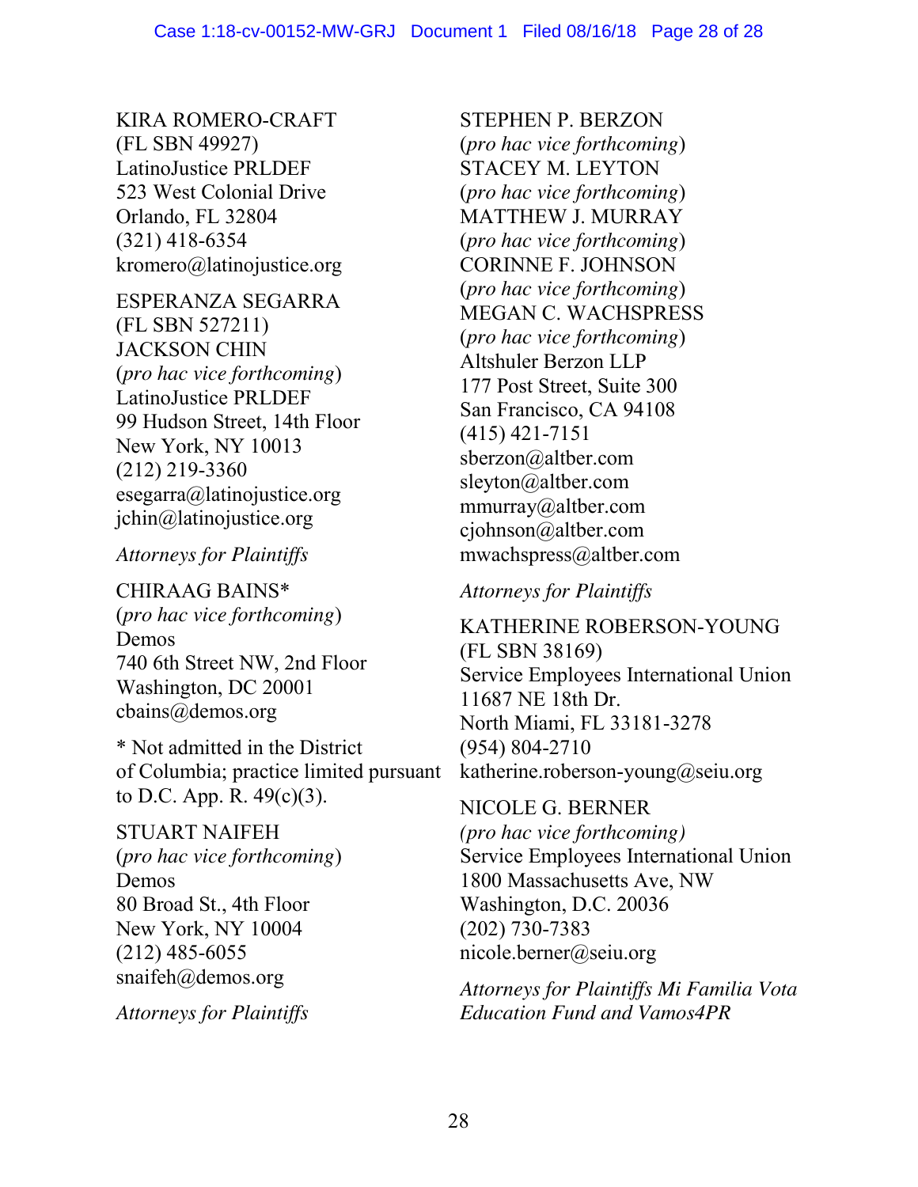KIRA ROMERO-CRAFT
(FL SBN 49927)
LatinoJustice PRLDEF
523 West Colonial Drive
Orlando, FL 32804
(321) 418-6354
kromero@latinojustice.org

ESPERANZA SEGARRA
(FL SBN 527211)
JACKSON CHIN
(*pro hac vice forthcoming*)
LatinoJustice PRLDEF
99 Hudson Street, 14th Floor
New York, NY 10013
(212) 219-3360
esegarra@latinojustice.org
jchin@latinojustice.org

*Attorneys for Plaintiffs*

CHIRAAG BAINS*
(*pro hac vice forthcoming*)
Demos
740 6th Street NW, 2nd Floor
Washington, DC 20001
cbains@demos.org

* Not admitted in the District of Columbia; practice limited pursuant to D.C. App. R. 49(c)(3).

STUART NAIFEH
(*pro hac vice forthcoming*)
Demos
80 Broad St., 4th Floor
New York, NY 10004
(212) 485-6055
snaifeh@demos.org

*Attorneys for Plaintiffs*

STEPHEN P. BERZON
(*pro hac vice forthcoming*)
STACEY M. LEYTON
(*pro hac vice forthcoming*)
MATTHEW J. MURRAY
(*pro hac vice forthcoming*)
CORINNE F. JOHNSON
(*pro hac vice forthcoming*)
MEGAN C. WACHSPRESS
(*pro hac vice forthcoming*)
Altshuler Berzon LLP
177 Post Street, Suite 300
San Francisco, CA 94108
(415) 421-7151
sberzon@altber.com
sleyton@altber.com
mmurray@altber.com
cjohnson@altber.com
mwachspress@altber.com

*Attorneys for Plaintiffs*

KATHERINE ROBERSON-YOUNG
(FL SBN 38169)
Service Employees International Union
11687 NE 18th Dr.
North Miami, FL 33181-3278
(954) 804-2710
katherine.roberson-young@seiu.org

NICOLE G. BERNER
*(pro hac vice forthcoming)*
Service Employees International Union
1800 Massachusetts Ave, NW
Washington, D.C. 20036
(202) 730-7383
nicole.berner@seiu.org

*Attorneys for Plaintiffs Mi Familia Vota Education Fund and Vamos4PR*